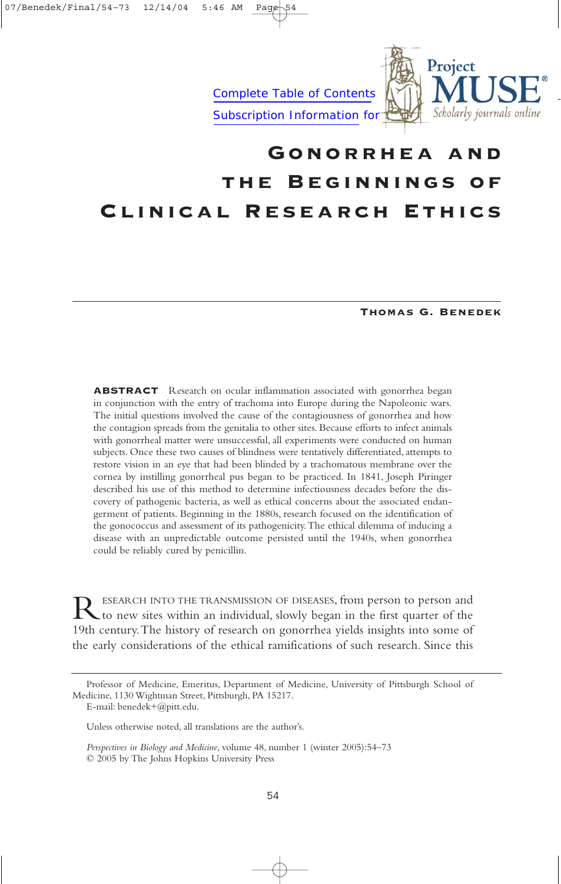# Gonorrhea and the Beginnings of Clinical Research Ethics

**Thomas G. Benedek**

**ABSTRACT** Research on ocular inflammation associated with gonorrhea began in conjunction with the entry of trachoma into Europe during the Napoleonic wars. The initial questions involved the cause of the contagiousness of gonorrhea and how the contagion spreads from the genitalia to other sites. Because efforts to infect animals with gonorrheal matter were unsuccessful, all experiments were conducted on human subjects. Once these two causes of blindness were tentatively differentiated, attempts to restore vision in an eye that had been blinded by a trachomatous membrane over the cornea by instilling gonorrheal pus began to be practiced. In 1841, Joseph Piringer described his use of this method to determine infectiousness decades before the discovery of pathogenic bacteria, as well as ethical concerns about the associated endangerment of patients. Beginning in the 1880s, research focused on the identification of the gonococcus and assessment of its pathogenicity. The ethical dilemma of inducing a disease with an unpredictable outcome persisted until the 1940s, when gonorrhea could be reliably cured by penicillin.

Research into the transmission of diseases, from person to person and to new sites within an individual, slowly began in the first quarter of the 19th century. The history of research on gonorrhea yields insights into some of the early considerations of the ethical ramifications of such research. Since this

---

Professor of Medicine, Emeritus, Department of Medicine, University of Pittsburgh School of Medicine, 1130 Wightman Street, Pittsburgh, PA 15217.
E-mail: benedek+@pitt.edu.

Unless otherwise noted, all translations are the author's.

*Perspectives in Biology and Medicine*, volume 48, number 1 (winter 2005):54–73
© 2005 by The Johns Hopkins University Press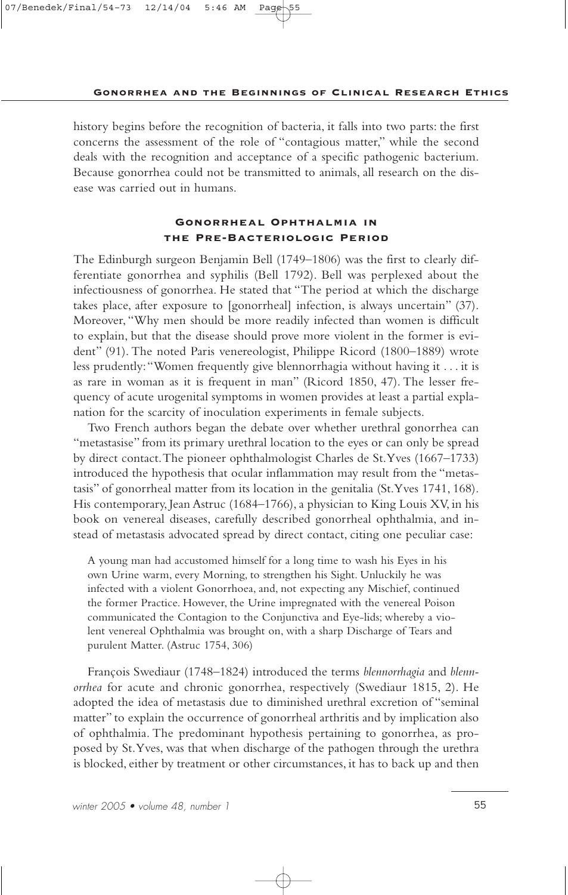history begins before the recognition of bacteria, it falls into two parts: the first concerns the assessment of the role of "contagious matter," while the second deals with the recognition and acceptance of a specific pathogenic bacterium. Because gonorrhea could not be transmitted to animals, all research on the disease was carried out in humans.

## Gonorrheal Ophthalmia in the Pre-Bacteriologic Period

The Edinburgh surgeon Benjamin Bell (1749–1806) was the first to clearly differentiate gonorrhea and syphilis (Bell 1792). Bell was perplexed about the infectiousness of gonorrhea. He stated that "The period at which the discharge takes place, after exposure to [gonorrheal] infection, is always uncertain" (37). Moreover, "Why men should be more readily infected than women is difficult to explain, but that the disease should prove more violent in the former is evident" (91). The noted Paris venereologist, Philippe Ricord (1800–1889) wrote less prudently: "Women frequently give blennorrhagia without having it . . . it is as rare in woman as it is frequent in man" (Ricord 1850, 47). The lesser frequency of acute urogenital symptoms in women provides at least a partial explanation for the scarcity of inoculation experiments in female subjects.

Two French authors began the debate over whether urethral gonorrhea can "metastasise" from its primary urethral location to the eyes or can only be spread by direct contact. The pioneer ophthalmologist Charles de St. Yves (1667–1733) introduced the hypothesis that ocular inflammation may result from the "metastasis" of gonorrheal matter from its location in the genitalia (St. Yves 1741, 168). His contemporary, Jean Astruc (1684–1766), a physician to King Louis XV, in his book on venereal diseases, carefully described gonorrheal ophthalmia, and instead of metastasis advocated spread by direct contact, citing one peculiar case:

> A young man had accustomed himself for a long time to wash his Eyes in his own Urine warm, every Morning, to strengthen his Sight. Unluckily he was infected with a violent Gonorrhoea, and, not expecting any Mischief, continued the former Practice. However, the Urine impregnated with the venereal Poison communicated the Contagion to the Conjunctiva and Eye-lids; whereby a violent venereal Ophthalmia was brought on, with a sharp Discharge of Tears and purulent Matter. (Astruc 1754, 306)

François Swediaur (1748–1824) introduced the terms *blennorrhagia* and *blennorrhea* for acute and chronic gonorrhea, respectively (Swediaur 1815, 2). He adopted the idea of metastasis due to diminished urethral excretion of "seminal matter" to explain the occurrence of gonorrheal arthritis and by implication also of ophthalmia. The predominant hypothesis pertaining to gonorrhea, as proposed by St. Yves, was that when discharge of the pathogen through the urethra is blocked, either by treatment or other circumstances, it has to back up and then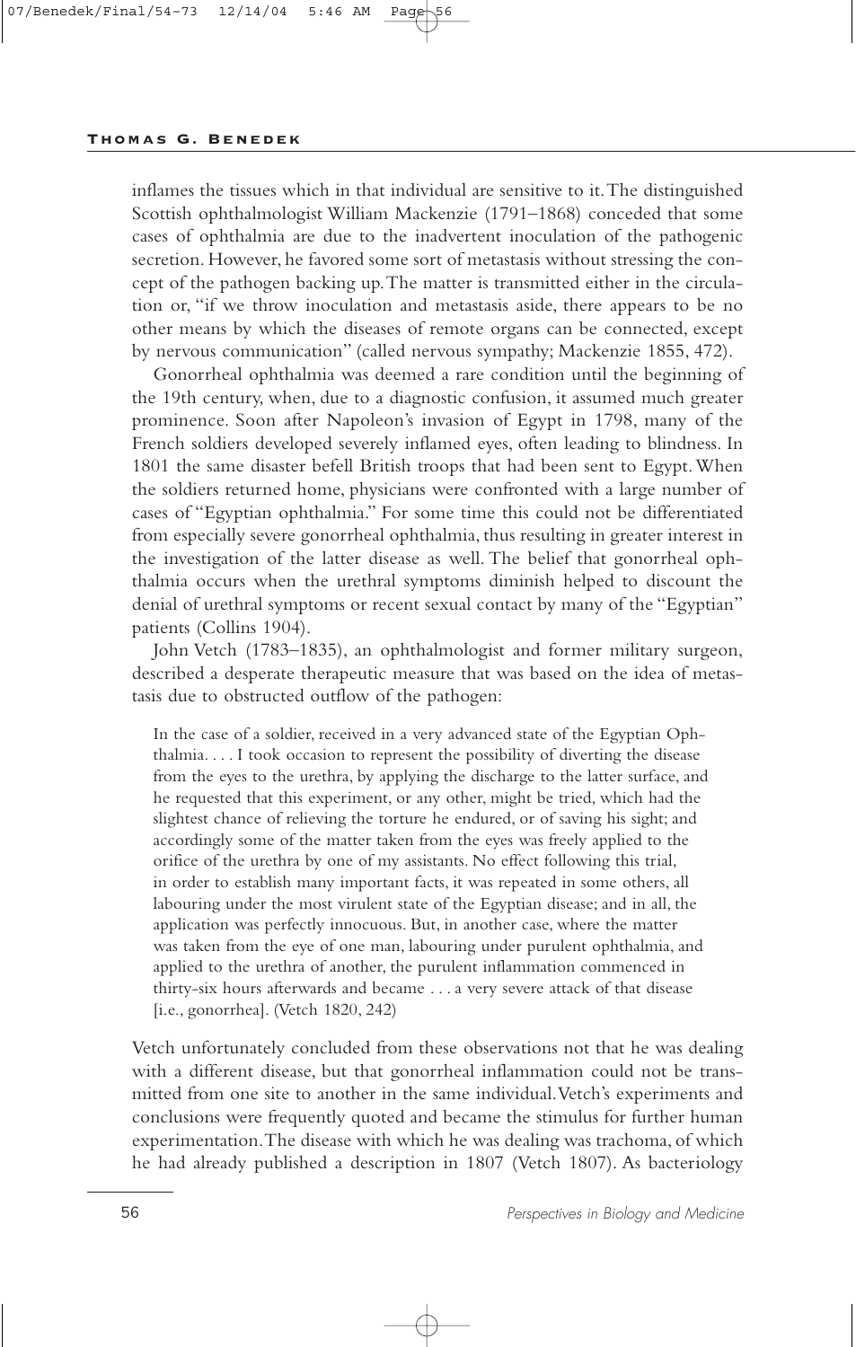inflames the tissues which in that individual are sensitive to it. The distinguished Scottish ophthalmologist William Mackenzie (1791–1868) conceded that some cases of ophthalmia are due to the inadvertent inoculation of the pathogenic secretion. However, he favored some sort of metastasis without stressing the concept of the pathogen backing up. The matter is transmitted either in the circulation or, "if we throw inoculation and metastasis aside, there appears to be no other means by which the diseases of remote organs can be connected, except by nervous communication" (called nervous sympathy; Mackenzie 1855, 472).

Gonorrheal ophthalmia was deemed a rare condition until the beginning of the 19th century, when, due to a diagnostic confusion, it assumed much greater prominence. Soon after Napoleon's invasion of Egypt in 1798, many of the French soldiers developed severely inflamed eyes, often leading to blindness. In 1801 the same disaster befell British troops that had been sent to Egypt. When the soldiers returned home, physicians were confronted with a large number of cases of "Egyptian ophthalmia." For some time this could not be differentiated from especially severe gonorrheal ophthalmia, thus resulting in greater interest in the investigation of the latter disease as well. The belief that gonorrheal ophthalmia occurs when the urethral symptoms diminish helped to discount the denial of urethral symptoms or recent sexual contact by many of the "Egyptian" patients (Collins 1904).

John Vetch (1783–1835), an ophthalmologist and former military surgeon, described a desperate therapeutic measure that was based on the idea of metastasis due to obstructed outflow of the pathogen:

> In the case of a soldier, received in a very advanced state of the Egyptian Ophthalmia. . . . I took occasion to represent the possibility of diverting the disease from the eyes to the urethra, by applying the discharge to the latter surface, and he requested that this experiment, or any other, might be tried, which had the slightest chance of relieving the torture he endured, or of saving his sight; and accordingly some of the matter taken from the eyes was freely applied to the orifice of the urethra by one of my assistants. No effect following this trial, in order to establish many important facts, it was repeated in some others, all labouring under the most virulent state of the Egyptian disease; and in all, the application was perfectly innocuous. But, in another case, where the matter was taken from the eye of one man, labouring under purulent ophthalmia, and applied to the urethra of another, the purulent inflammation commenced in thirty-six hours afterwards and became . . . a very severe attack of that disease [i.e., gonorrhea]. (Vetch 1820, 242)

Vetch unfortunately concluded from these observations not that he was dealing with a different disease, but that gonorrheal inflammation could not be transmitted from one site to another in the same individual. Vetch's experiments and conclusions were frequently quoted and became the stimulus for further human experimentation. The disease with which he was dealing was trachoma, of which he had already published a description in 1807 (Vetch 1807). As bacteriology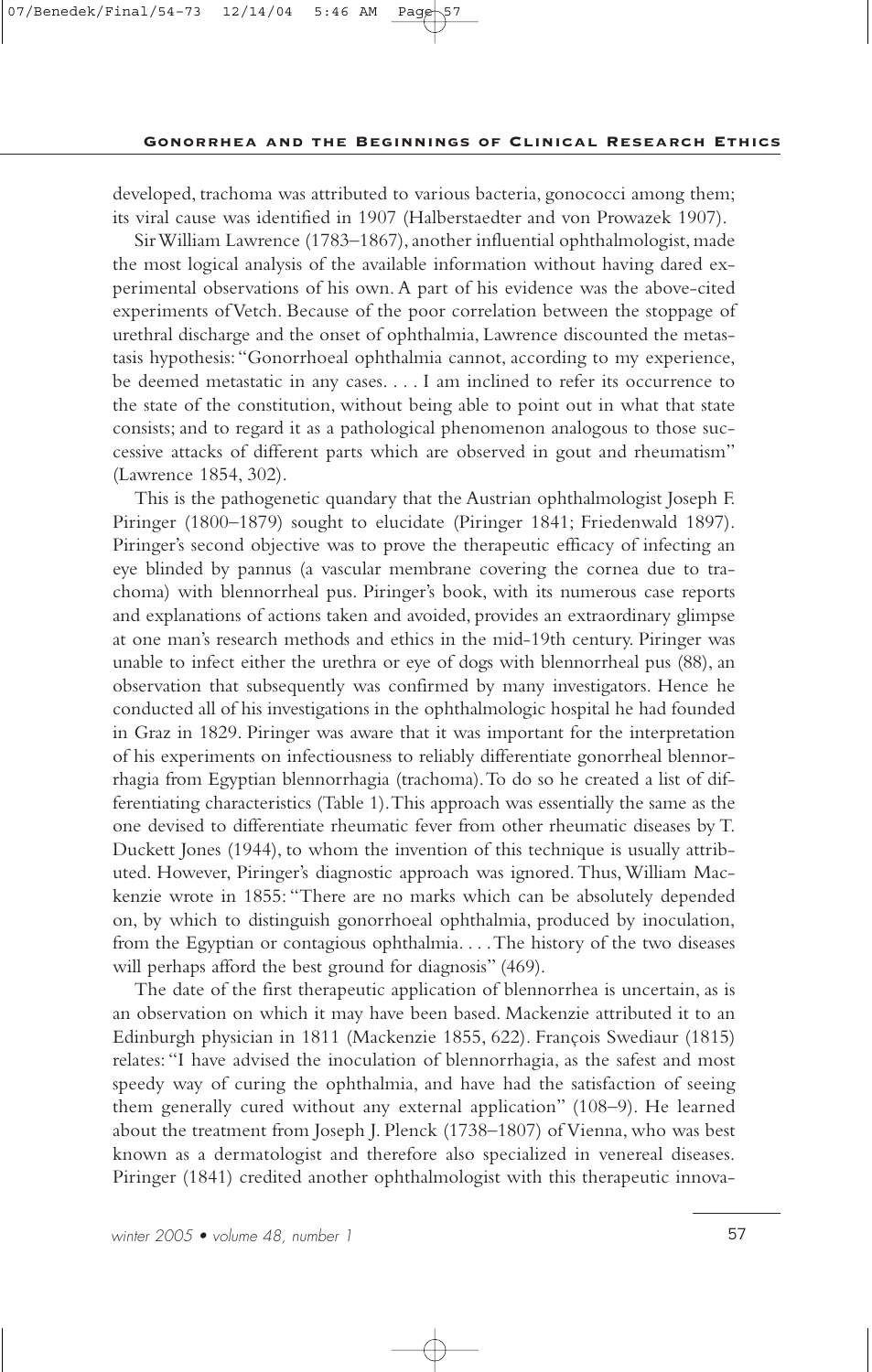developed, trachoma was attributed to various bacteria, gonococci among them; its viral cause was identified in 1907 (Halberstaedter and von Prowazek 1907).

Sir William Lawrence (1783–1867), another influential ophthalmologist, made the most logical analysis of the available information without having dared experimental observations of his own. A part of his evidence was the above-cited experiments of Vetch. Because of the poor correlation between the stoppage of urethral discharge and the onset of ophthalmia, Lawrence discounted the metastasis hypothesis: "Gonorrhoeal ophthalmia cannot, according to my experience, be deemed metastatic in any cases. . . . I am inclined to refer its occurrence to the state of the constitution, without being able to point out in what that state consists; and to regard it as a pathological phenomenon analogous to those successive attacks of different parts which are observed in gout and rheumatism" (Lawrence 1854, 302).

This is the pathogenetic quandary that the Austrian ophthalmologist Joseph F. Piringer (1800–1879) sought to elucidate (Piringer 1841; Friedenwald 1897). Piringer's second objective was to prove the therapeutic efficacy of infecting an eye blinded by pannus (a vascular membrane covering the cornea due to trachoma) with blennorrheal pus. Piringer's book, with its numerous case reports and explanations of actions taken and avoided, provides an extraordinary glimpse at one man's research methods and ethics in the mid-19th century. Piringer was unable to infect either the urethra or eye of dogs with blennorrheal pus (88), an observation that subsequently was confirmed by many investigators. Hence he conducted all of his investigations in the ophthalmologic hospital he had founded in Graz in 1829. Piringer was aware that it was important for the interpretation of his experiments on infectiousness to reliably differentiate gonorrheal blennorrhagia from Egyptian blennorrhagia (trachoma). To do so he created a list of differentiating characteristics (Table 1). This approach was essentially the same as the one devised to differentiate rheumatic fever from other rheumatic diseases by T. Duckett Jones (1944), to whom the invention of this technique is usually attributed. However, Piringer's diagnostic approach was ignored. Thus, William Mackenzie wrote in 1855: "There are no marks which can be absolutely depended on, by which to distinguish gonorrhoeal ophthalmia, produced by inoculation, from the Egyptian or contagious ophthalmia. . . . The history of the two diseases will perhaps afford the best ground for diagnosis" (469).

The date of the first therapeutic application of blennorrhea is uncertain, as is an observation on which it may have been based. Mackenzie attributed it to an Edinburgh physician in 1811 (Mackenzie 1855, 622). François Swediaur (1815) relates: "I have advised the inoculation of blennorrhagia, as the safest and most speedy way of curing the ophthalmia, and have had the satisfaction of seeing them generally cured without any external application" (108–9). He learned about the treatment from Joseph J. Plenck (1738–1807) of Vienna, who was best known as a dermatologist and therefore also specialized in venereal diseases. Piringer (1841) credited another ophthalmologist with this therapeutic innova-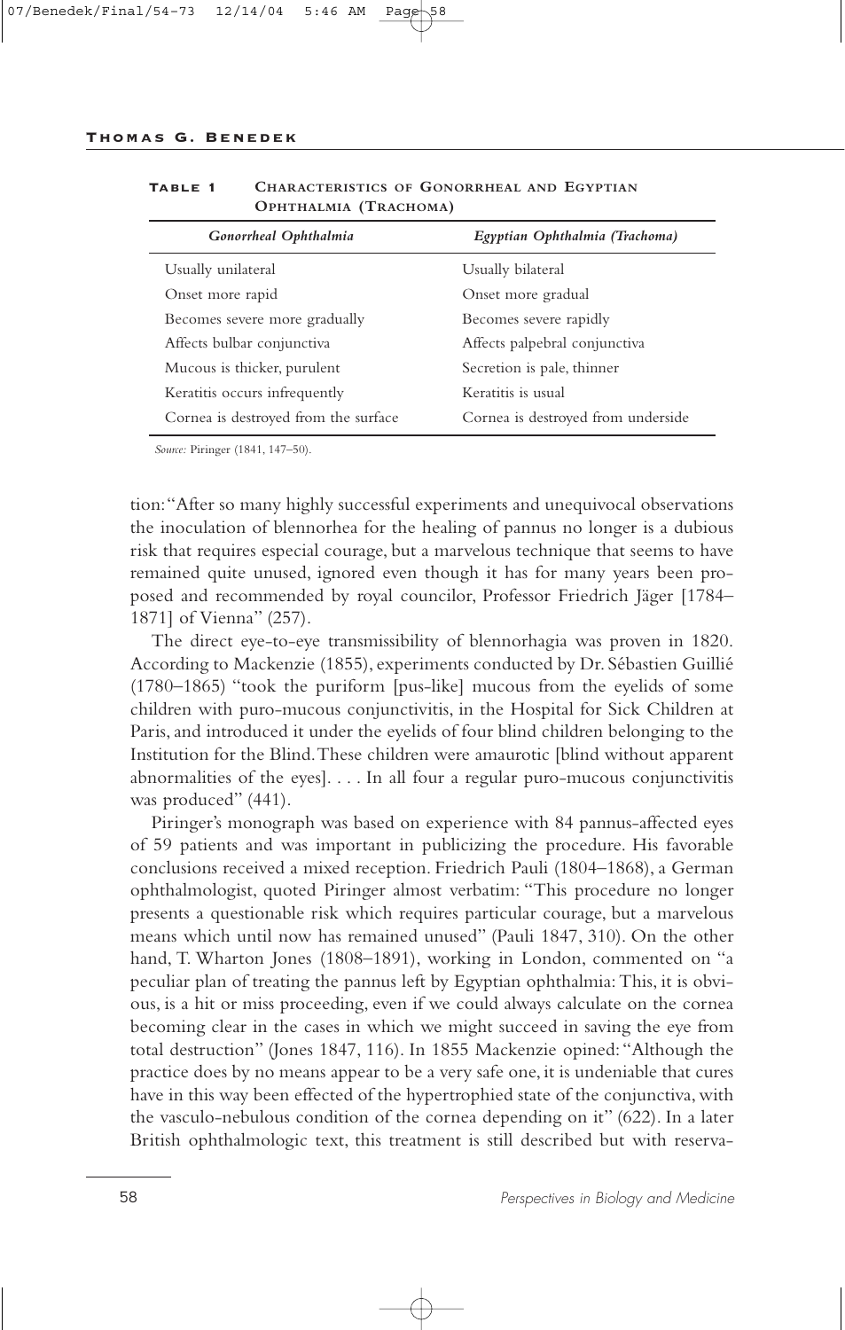**Table 1** Characteristics of Gonorrheal and Egyptian Ophthalmia (Trachoma)

| *Gonorrheal Ophthalmia* | *Egyptian Ophthalmia (Trachoma)* |
|---|---|
| Usually unilateral | Usually bilateral |
| Onset more rapid | Onset more gradual |
| Becomes severe more gradually | Becomes severe rapidly |
| Affects bulbar conjunctiva | Affects palpebral conjunctiva |
| Mucous is thicker, purulent | Secretion is pale, thinner |
| Keratitis occurs infrequently | Keratitis is usual |
| Cornea is destroyed from the surface | Cornea is destroyed from underside |

*Source:* Piringer (1841, 147–50).

tion: "After so many highly successful experiments and unequivocal observations the inoculation of blennorhea for the healing of pannus no longer is a dubious risk that requires especial courage, but a marvelous technique that seems to have remained quite unused, ignored even though it has for many years been proposed and recommended by royal councilor, Professor Friedrich Jäger [1784–1871] of Vienna" (257).

The direct eye-to-eye transmissibility of blennorhagia was proven in 1820. According to Mackenzie (1855), experiments conducted by Dr. Sébastien Guillié (1780–1865) "took the puriform [pus-like] mucous from the eyelids of some children with puro-mucous conjunctivitis, in the Hospital for Sick Children at Paris, and introduced it under the eyelids of four blind children belonging to the Institution for the Blind. These children were amaurotic [blind without apparent abnormalities of the eyes]. . . . In all four a regular puro-mucous conjunctivitis was produced" (441).

Piringer's monograph was based on experience with 84 pannus-affected eyes of 59 patients and was important in publicizing the procedure. His favorable conclusions received a mixed reception. Friedrich Pauli (1804–1868), a German ophthalmologist, quoted Piringer almost verbatim: "This procedure no longer presents a questionable risk which requires particular courage, but a marvelous means which until now has remained unused" (Pauli 1847, 310). On the other hand, T. Wharton Jones (1808–1891), working in London, commented on "a peculiar plan of treating the pannus left by Egyptian ophthalmia: This, it is obvious, is a hit or miss proceeding, even if we could always calculate on the cornea becoming clear in the cases in which we might succeed in saving the eye from total destruction" (Jones 1847, 116). In 1855 Mackenzie opined: "Although the practice does by no means appear to be a very safe one, it is undeniable that cures have in this way been effected of the hypertrophied state of the conjunctiva, with the vasculo-nebulous condition of the cornea depending on it" (622). In a later British ophthalmologic text, this treatment is still described but with reserva-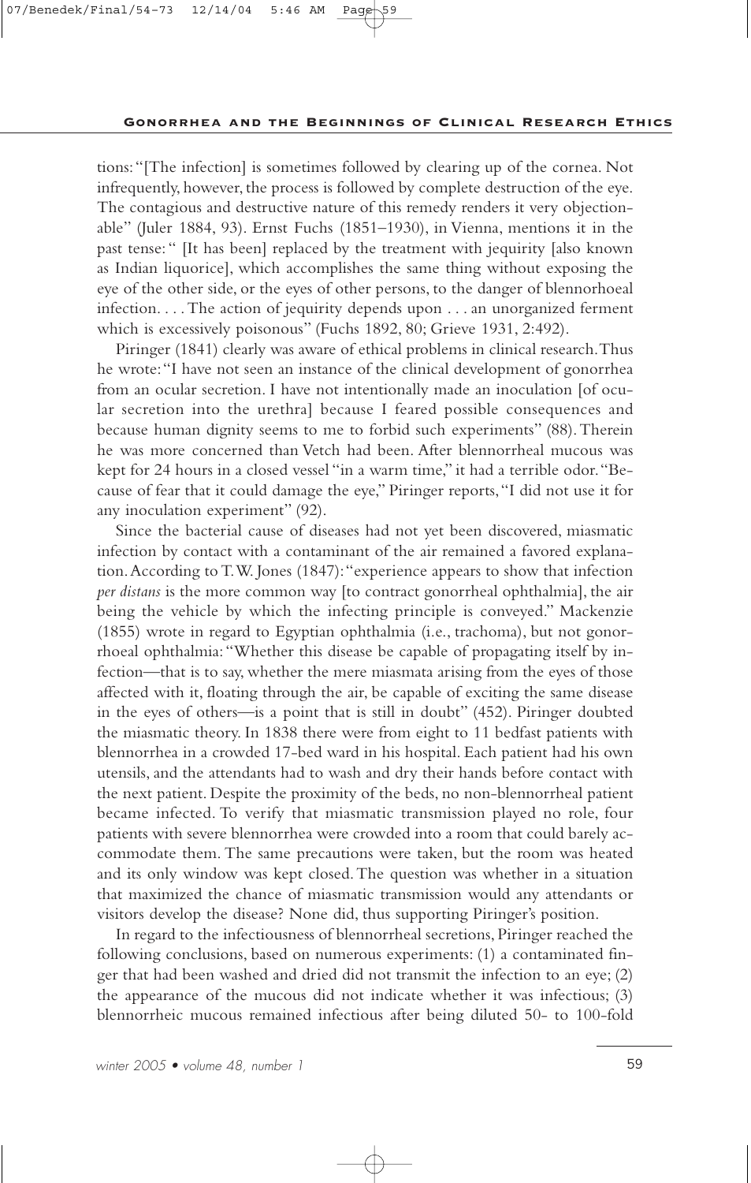tions: "[The infection] is sometimes followed by clearing up of the cornea. Not infrequently, however, the process is followed by complete destruction of the eye. The contagious and destructive nature of this remedy renders it very objectionable" (Juler 1884, 93). Ernst Fuchs (1851–1930), in Vienna, mentions it in the past tense: " [It has been] replaced by the treatment with jequirity [also known as Indian liquorice], which accomplishes the same thing without exposing the eye of the other side, or the eyes of other persons, to the danger of blennorhoeal infection. . . . The action of jequirity depends upon . . . an unorganized ferment which is excessively poisonous" (Fuchs 1892, 80; Grieve 1931, 2:492).

Piringer (1841) clearly was aware of ethical problems in clinical research. Thus he wrote: "I have not seen an instance of the clinical development of gonorrhea from an ocular secretion. I have not intentionally made an inoculation [of ocular secretion into the urethra] because I feared possible consequences and because human dignity seems to me to forbid such experiments" (88). Therein he was more concerned than Vetch had been. After blennorrheal mucous was kept for 24 hours in a closed vessel "in a warm time," it had a terrible odor. "Because of fear that it could damage the eye," Piringer reports, "I did not use it for any inoculation experiment" (92).

Since the bacterial cause of diseases had not yet been discovered, miasmatic infection by contact with a contaminant of the air remained a favored explanation. According to T. W. Jones (1847): "experience appears to show that infection *per distans* is the more common way [to contract gonorrheal ophthalmia], the air being the vehicle by which the infecting principle is conveyed." Mackenzie (1855) wrote in regard to Egyptian ophthalmia (i.e., trachoma), but not gonorrhoeal ophthalmia: "Whether this disease be capable of propagating itself by infection—that is to say, whether the mere miasmata arising from the eyes of those affected with it, floating through the air, be capable of exciting the same disease in the eyes of others—is a point that is still in doubt" (452). Piringer doubted the miasmatic theory. In 1838 there were from eight to 11 bedfast patients with blennorrhea in a crowded 17-bed ward in his hospital. Each patient had his own utensils, and the attendants had to wash and dry their hands before contact with the next patient. Despite the proximity of the beds, no non-blennorrheal patient became infected. To verify that miasmatic transmission played no role, four patients with severe blennorrhea were crowded into a room that could barely accommodate them. The same precautions were taken, but the room was heated and its only window was kept closed. The question was whether in a situation that maximized the chance of miasmatic transmission would any attendants or visitors develop the disease? None did, thus supporting Piringer's position.

In regard to the infectiousness of blennorrheal secretions, Piringer reached the following conclusions, based on numerous experiments: (1) a contaminated finger that had been washed and dried did not transmit the infection to an eye; (2) the appearance of the mucous did not indicate whether it was infectious; (3) blennorrheic mucous remained infectious after being diluted 50- to 100-fold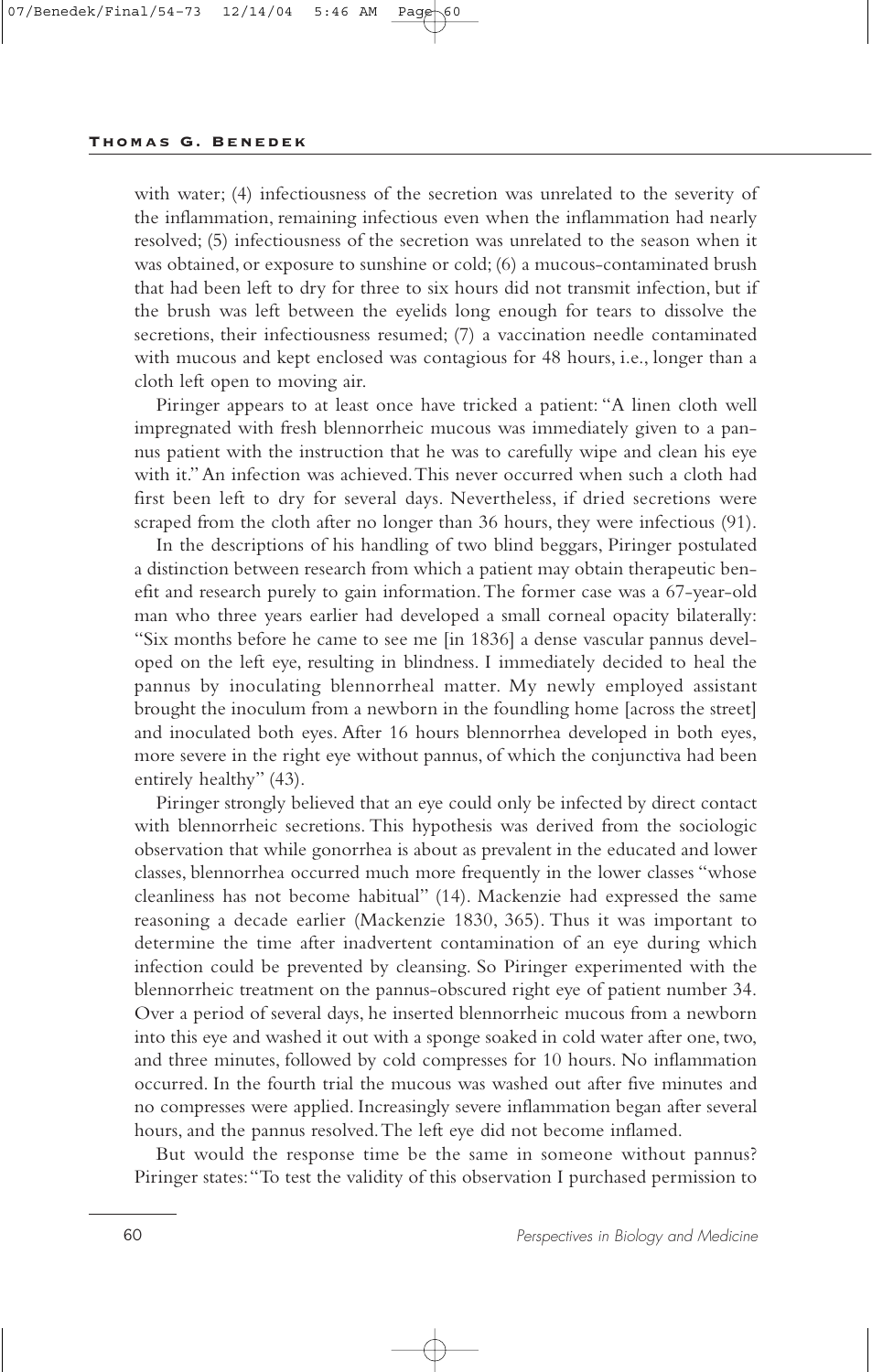with water; (4) infectiousness of the secretion was unrelated to the severity of the inflammation, remaining infectious even when the inflammation had nearly resolved; (5) infectiousness of the secretion was unrelated to the season when it was obtained, or exposure to sunshine or cold; (6) a mucous-contaminated brush that had been left to dry for three to six hours did not transmit infection, but if the brush was left between the eyelids long enough for tears to dissolve the secretions, their infectiousness resumed; (7) a vaccination needle contaminated with mucous and kept enclosed was contagious for 48 hours, i.e., longer than a cloth left open to moving air.

Piringer appears to at least once have tricked a patient: "A linen cloth well impregnated with fresh blennorrheic mucous was immediately given to a pannus patient with the instruction that he was to carefully wipe and clean his eye with it." An infection was achieved. This never occurred when such a cloth had first been left to dry for several days. Nevertheless, if dried secretions were scraped from the cloth after no longer than 36 hours, they were infectious (91).

In the descriptions of his handling of two blind beggars, Piringer postulated a distinction between research from which a patient may obtain therapeutic benefit and research purely to gain information. The former case was a 67-year-old man who three years earlier had developed a small corneal opacity bilaterally: "Six months before he came to see me [in 1836] a dense vascular pannus developed on the left eye, resulting in blindness. I immediately decided to heal the pannus by inoculating blennorrheal matter. My newly employed assistant brought the inoculum from a newborn in the foundling home [across the street] and inoculated both eyes. After 16 hours blennorrhea developed in both eyes, more severe in the right eye without pannus, of which the conjunctiva had been entirely healthy" (43).

Piringer strongly believed that an eye could only be infected by direct contact with blennorrheic secretions. This hypothesis was derived from the sociologic observation that while gonorrhea is about as prevalent in the educated and lower classes, blennorrhea occurred much more frequently in the lower classes "whose cleanliness has not become habitual" (14). Mackenzie had expressed the same reasoning a decade earlier (Mackenzie 1830, 365). Thus it was important to determine the time after inadvertent contamination of an eye during which infection could be prevented by cleansing. So Piringer experimented with the blennorrheic treatment on the pannus-obscured right eye of patient number 34. Over a period of several days, he inserted blennorrheic mucous from a newborn into this eye and washed it out with a sponge soaked in cold water after one, two, and three minutes, followed by cold compresses for 10 hours. No inflammation occurred. In the fourth trial the mucous was washed out after five minutes and no compresses were applied. Increasingly severe inflammation began after several hours, and the pannus resolved. The left eye did not become inflamed.

But would the response time be the same in someone without pannus? Piringer states: "To test the validity of this observation I purchased permission to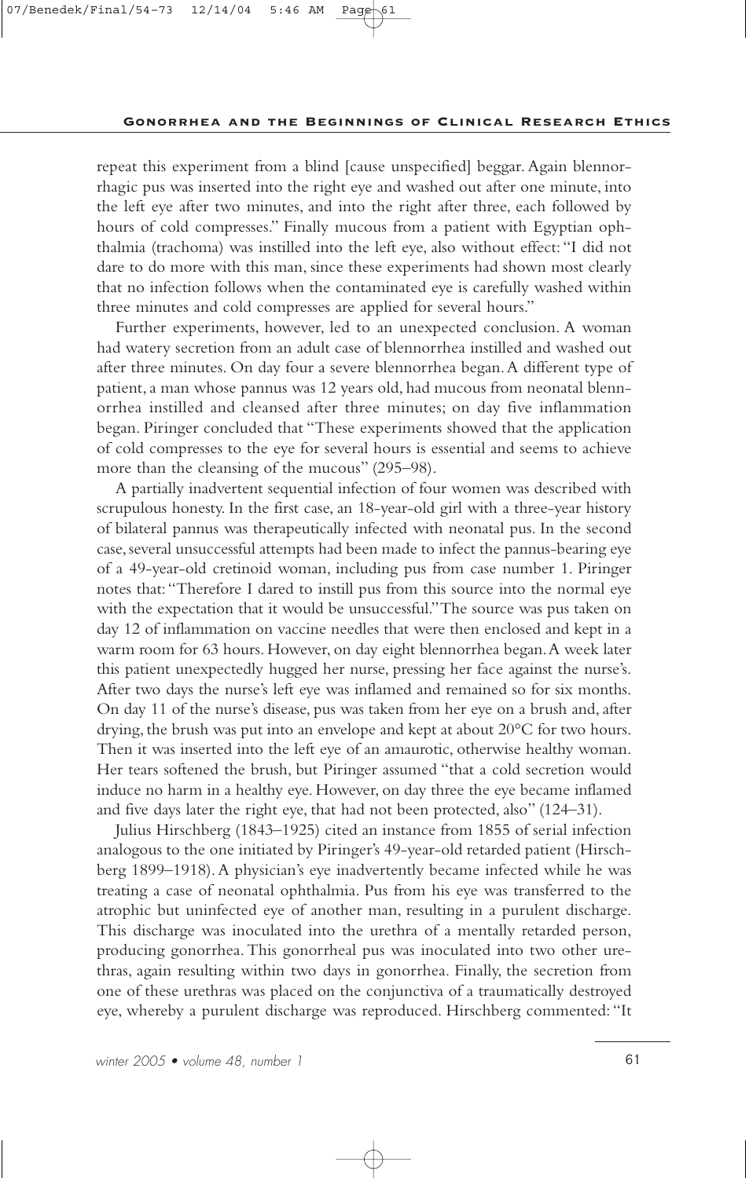repeat this experiment from a blind [cause unspecified] beggar. Again blennorrhagic pus was inserted into the right eye and washed out after one minute, into the left eye after two minutes, and into the right after three, each followed by hours of cold compresses." Finally mucous from a patient with Egyptian ophthalmia (trachoma) was instilled into the left eye, also without effect: "I did not dare to do more with this man, since these experiments had shown most clearly that no infection follows when the contaminated eye is carefully washed within three minutes and cold compresses are applied for several hours."

Further experiments, however, led to an unexpected conclusion. A woman had watery secretion from an adult case of blennorrhea instilled and washed out after three minutes. On day four a severe blennorrhea began. A different type of patient, a man whose pannus was 12 years old, had mucous from neonatal blennorrhea instilled and cleansed after three minutes; on day five inflammation began. Piringer concluded that "These experiments showed that the application of cold compresses to the eye for several hours is essential and seems to achieve more than the cleansing of the mucous" (295–98).

A partially inadvertent sequential infection of four women was described with scrupulous honesty. In the first case, an 18-year-old girl with a three-year history of bilateral pannus was therapeutically infected with neonatal pus. In the second case, several unsuccessful attempts had been made to infect the pannus-bearing eye of a 49-year-old cretinoid woman, including pus from case number 1. Piringer notes that: "Therefore I dared to instill pus from this source into the normal eye with the expectation that it would be unsuccessful." The source was pus taken on day 12 of inflammation on vaccine needles that were then enclosed and kept in a warm room for 63 hours. However, on day eight blennorrhea began. A week later this patient unexpectedly hugged her nurse, pressing her face against the nurse's. After two days the nurse's left eye was inflamed and remained so for six months. On day 11 of the nurse's disease, pus was taken from her eye on a brush and, after drying, the brush was put into an envelope and kept at about 20°C for two hours. Then it was inserted into the left eye of an amaurotic, otherwise healthy woman. Her tears softened the brush, but Piringer assumed "that a cold secretion would induce no harm in a healthy eye. However, on day three the eye became inflamed and five days later the right eye, that had not been protected, also" (124–31).

Julius Hirschberg (1843–1925) cited an instance from 1855 of serial infection analogous to the one initiated by Piringer's 49-year-old retarded patient (Hirschberg 1899–1918). A physician's eye inadvertently became infected while he was treating a case of neonatal ophthalmia. Pus from his eye was transferred to the atrophic but uninfected eye of another man, resulting in a purulent discharge. This discharge was inoculated into the urethra of a mentally retarded person, producing gonorrhea. This gonorrheal pus was inoculated into two other urethras, again resulting within two days in gonorrhea. Finally, the secretion from one of these urethras was placed on the conjunctiva of a traumatically destroyed eye, whereby a purulent discharge was reproduced. Hirschberg commented: "It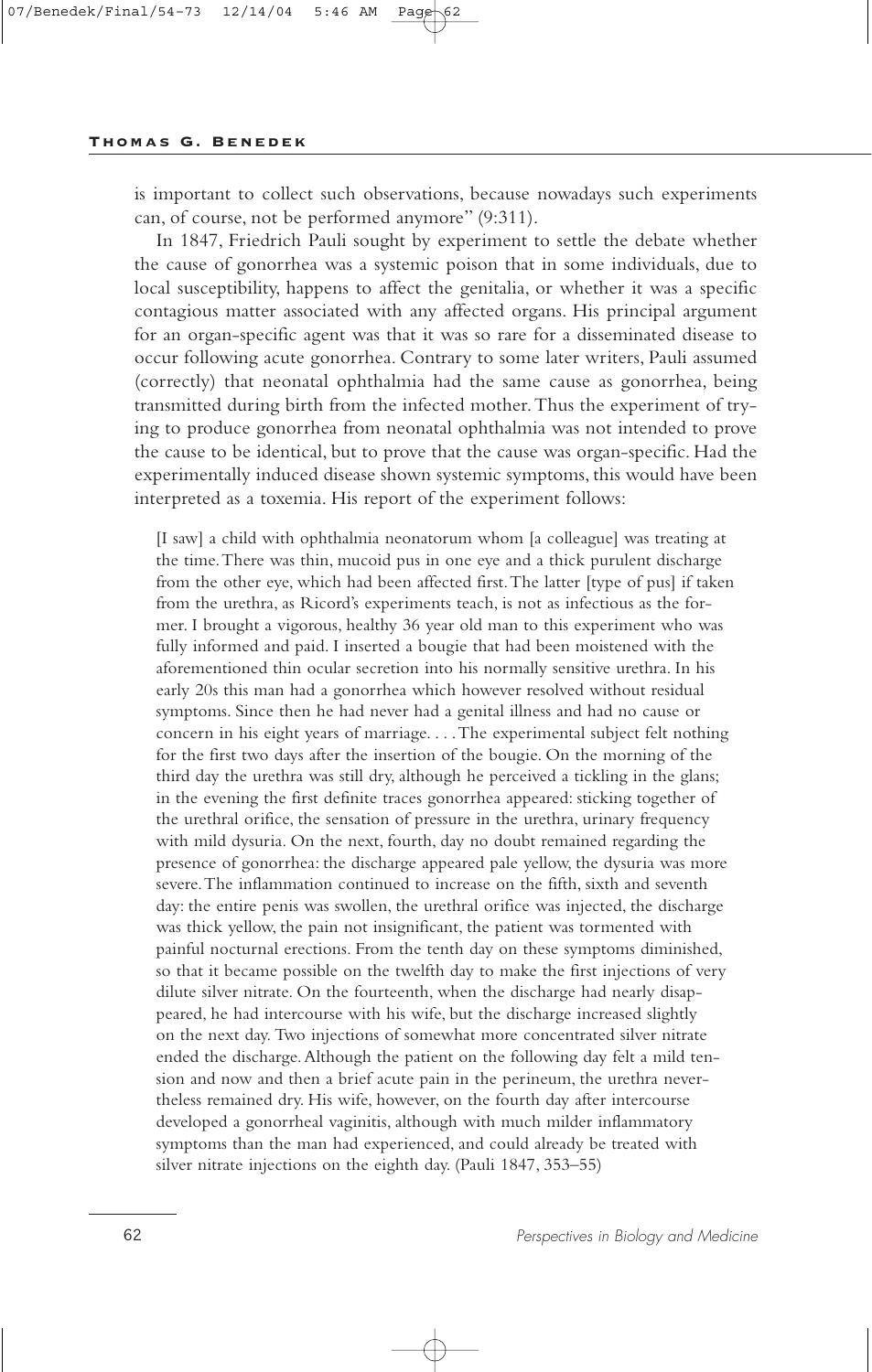is important to collect such observations, because nowadays such experiments can, of course, not be performed anymore" (9:311).

In 1847, Friedrich Pauli sought by experiment to settle the debate whether the cause of gonorrhea was a systemic poison that in some individuals, due to local susceptibility, happens to affect the genitalia, or whether it was a specific contagious matter associated with any affected organs. His principal argument for an organ-specific agent was that it was so rare for a disseminated disease to occur following acute gonorrhea. Contrary to some later writers, Pauli assumed (correctly) that neonatal ophthalmia had the same cause as gonorrhea, being transmitted during birth from the infected mother. Thus the experiment of trying to produce gonorrhea from neonatal ophthalmia was not intended to prove the cause to be identical, but to prove that the cause was organ-specific. Had the experimentally induced disease shown systemic symptoms, this would have been interpreted as a toxemia. His report of the experiment follows:

> [I saw] a child with ophthalmia neonatorum whom [a colleague] was treating at the time. There was thin, mucoid pus in one eye and a thick purulent discharge from the other eye, which had been affected first. The latter [type of pus] if taken from the urethra, as Ricord's experiments teach, is not as infectious as the former. I brought a vigorous, healthy 36 year old man to this experiment who was fully informed and paid. I inserted a bougie that had been moistened with the aforementioned thin ocular secretion into his normally sensitive urethra. In his early 20s this man had a gonorrhea which however resolved without residual symptoms. Since then he had never had a genital illness and had no cause or concern in his eight years of marriage. . . . The experimental subject felt nothing for the first two days after the insertion of the bougie. On the morning of the third day the urethra was still dry, although he perceived a tickling in the glans; in the evening the first definite traces gonorrhea appeared: sticking together of the urethral orifice, the sensation of pressure in the urethra, urinary frequency with mild dysuria. On the next, fourth, day no doubt remained regarding the presence of gonorrhea: the discharge appeared pale yellow, the dysuria was more severe. The inflammation continued to increase on the fifth, sixth and seventh day: the entire penis was swollen, the urethral orifice was injected, the discharge was thick yellow, the pain not insignificant, the patient was tormented with painful nocturnal erections. From the tenth day on these symptoms diminished, so that it became possible on the twelfth day to make the first injections of very dilute silver nitrate. On the fourteenth, when the discharge had nearly disappeared, he had intercourse with his wife, but the discharge increased slightly on the next day. Two injections of somewhat more concentrated silver nitrate ended the discharge. Although the patient on the following day felt a mild tension and now and then a brief acute pain in the perineum, the urethra nevertheless remained dry. His wife, however, on the fourth day after intercourse developed a gonorrheal vaginitis, although with much milder inflammatory symptoms than the man had experienced, and could already be treated with silver nitrate injections on the eighth day. (Pauli 1847, 353–55)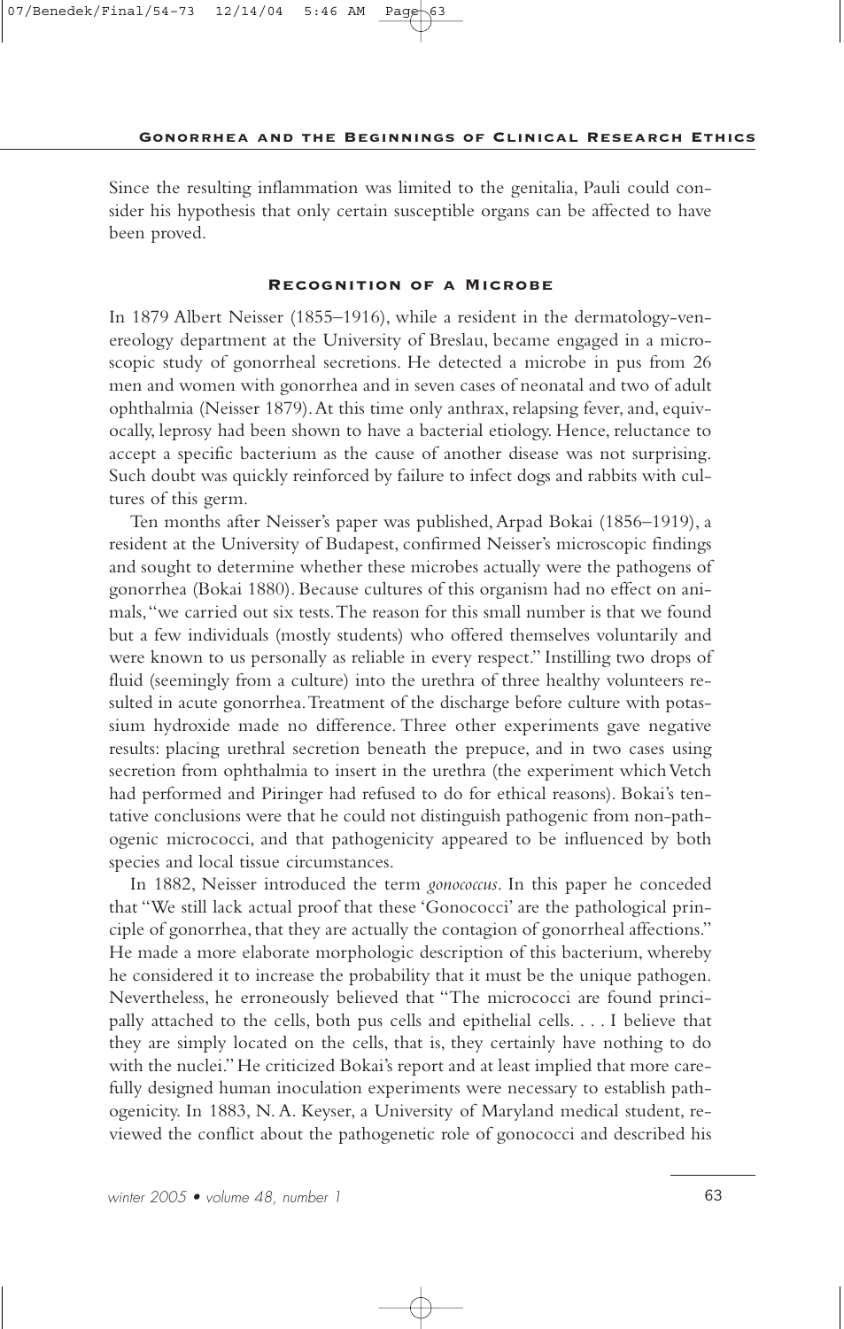Since the resulting inflammation was limited to the genitalia, Pauli could consider his hypothesis that only certain susceptible organs can be affected to have been proved.

## Recognition of a Microbe

In 1879 Albert Neisser (1855–1916), while a resident in the dermatology-venereology department at the University of Breslau, became engaged in a microscopic study of gonorrheal secretions. He detected a microbe in pus from 26 men and women with gonorrhea and in seven cases of neonatal and two of adult ophthalmia (Neisser 1879). At this time only anthrax, relapsing fever, and, equivocally, leprosy had been shown to have a bacterial etiology. Hence, reluctance to accept a specific bacterium as the cause of another disease was not surprising. Such doubt was quickly reinforced by failure to infect dogs and rabbits with cultures of this germ.

Ten months after Neisser's paper was published, Arpad Bokai (1856–1919), a resident at the University of Budapest, confirmed Neisser's microscopic findings and sought to determine whether these microbes actually were the pathogens of gonorrhea (Bokai 1880). Because cultures of this organism had no effect on animals, "we carried out six tests. The reason for this small number is that we found but a few individuals (mostly students) who offered themselves voluntarily and were known to us personally as reliable in every respect." Instilling two drops of fluid (seemingly from a culture) into the urethra of three healthy volunteers resulted in acute gonorrhea. Treatment of the discharge before culture with potassium hydroxide made no difference. Three other experiments gave negative results: placing urethral secretion beneath the prepuce, and in two cases using secretion from ophthalmia to insert in the urethra (the experiment which Vetch had performed and Piringer had refused to do for ethical reasons). Bokai's tentative conclusions were that he could not distinguish pathogenic from non-pathogenic micrococci, and that pathogenicity appeared to be influenced by both species and local tissue circumstances.

In 1882, Neisser introduced the term *gonococcus*. In this paper he conceded that "We still lack actual proof that these 'Gonococci' are the pathological principle of gonorrhea, that they are actually the contagion of gonorrheal affections." He made a more elaborate morphologic description of this bacterium, whereby he considered it to increase the probability that it must be the unique pathogen. Nevertheless, he erroneously believed that "The micrococci are found principally attached to the cells, both pus cells and epithelial cells. . . . I believe that they are simply located on the cells, that is, they certainly have nothing to do with the nuclei." He criticized Bokai's report and at least implied that more carefully designed human inoculation experiments were necessary to establish pathogenicity. In 1883, N. A. Keyser, a University of Maryland medical student, reviewed the conflict about the pathogenetic role of gonococci and described his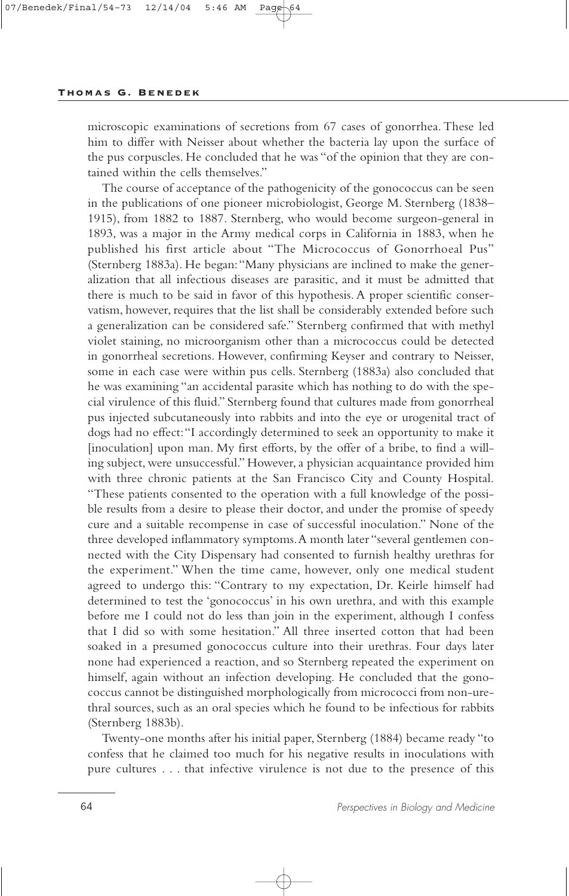microscopic examinations of secretions from 67 cases of gonorrhea. These led him to differ with Neisser about whether the bacteria lay upon the surface of the pus corpuscles. He concluded that he was "of the opinion that they are contained within the cells themselves."

The course of acceptance of the pathogenicity of the gonococcus can be seen in the publications of one pioneer microbiologist, George M. Sternberg (1838–1915), from 1882 to 1887. Sternberg, who would become surgeon-general in 1893, was a major in the Army medical corps in California in 1883, when he published his first article about "The Micrococcus of Gonorrhoeal Pus" (Sternberg 1883a). He began: "Many physicians are inclined to make the generalization that all infectious diseases are parasitic, and it must be admitted that there is much to be said in favor of this hypothesis. A proper scientific conservatism, however, requires that the list shall be considerably extended before such a generalization can be considered safe." Sternberg confirmed that with methyl violet staining, no microorganism other than a micrococcus could be detected in gonorrheal secretions. However, confirming Keyser and contrary to Neisser, some in each case were within pus cells. Sternberg (1883a) also concluded that he was examining "an accidental parasite which has nothing to do with the special virulence of this fluid." Sternberg found that cultures made from gonorrheal pus injected subcutaneously into rabbits and into the eye or urogenital tract of dogs had no effect: "I accordingly determined to seek an opportunity to make it [inoculation] upon man. My first efforts, by the offer of a bribe, to find a willing subject, were unsuccessful." However, a physician acquaintance provided him with three chronic patients at the San Francisco City and County Hospital. "These patients consented to the operation with a full knowledge of the possible results from a desire to please their doctor, and under the promise of speedy cure and a suitable recompense in case of successful inoculation." None of the three developed inflammatory symptoms. A month later "several gentlemen connected with the City Dispensary had consented to furnish healthy urethras for the experiment." When the time came, however, only one medical student agreed to undergo this: "Contrary to my expectation, Dr. Keirle himself had determined to test the 'gonococcus' in his own urethra, and with this example before me I could not do less than join in the experiment, although I confess that I did so with some hesitation." All three inserted cotton that had been soaked in a presumed gonococcus culture into their urethras. Four days later none had experienced a reaction, and so Sternberg repeated the experiment on himself, again without an infection developing. He concluded that the gonococcus cannot be distinguished morphologically from micrococci from non-urethral sources, such as an oral species which he found to be infectious for rabbits (Sternberg 1883b).

Twenty-one months after his initial paper, Sternberg (1884) became ready "to confess that he claimed too much for his negative results in inoculations with pure cultures . . . that infective virulence is not due to the presence of this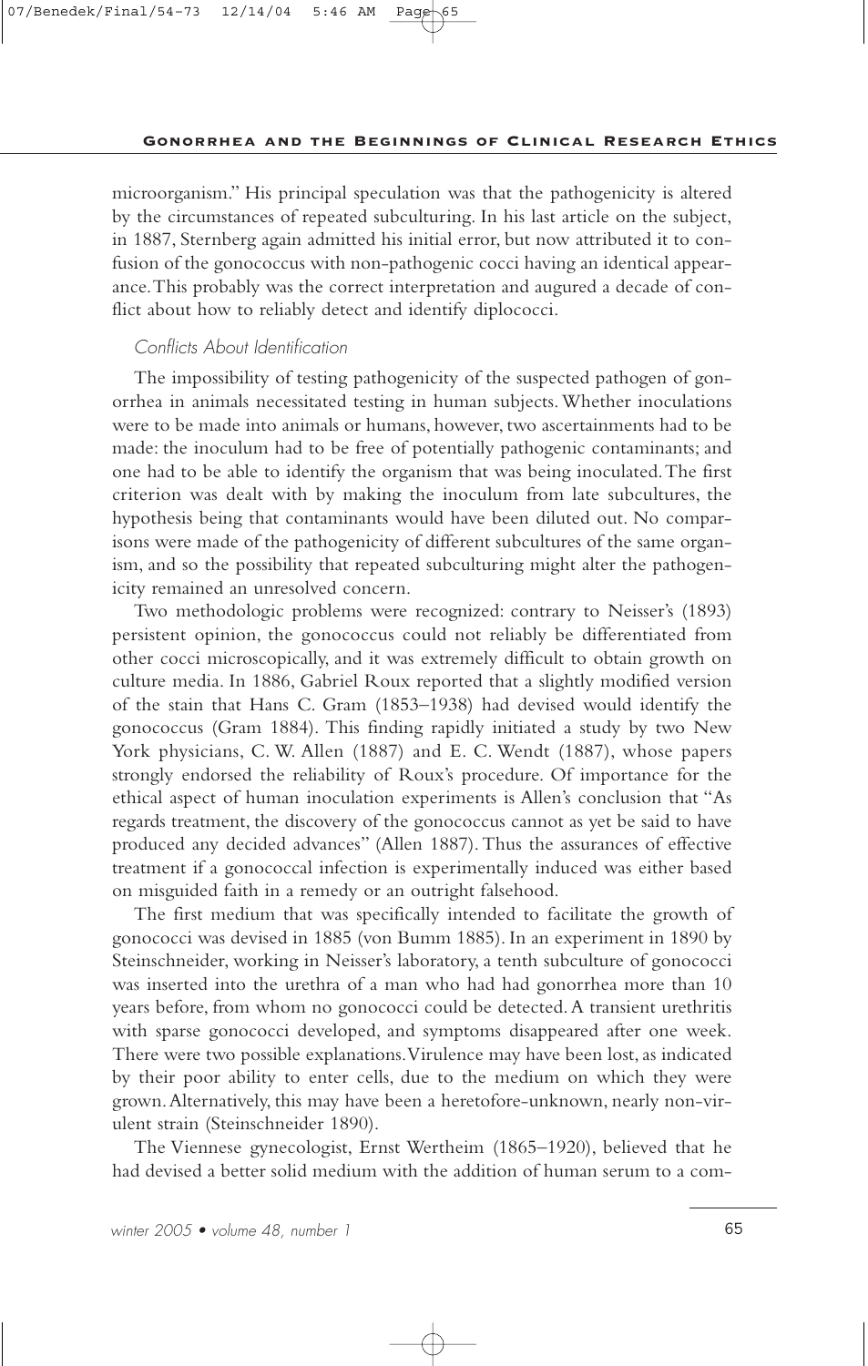microorganism." His principal speculation was that the pathogenicity is altered by the circumstances of repeated subculturing. In his last article on the subject, in 1887, Sternberg again admitted his initial error, but now attributed it to confusion of the gonococcus with non-pathogenic cocci having an identical appearance. This probably was the correct interpretation and augured a decade of conflict about how to reliably detect and identify diplococci.

### *Conflicts About Identification*

The impossibility of testing pathogenicity of the suspected pathogen of gonorrhea in animals necessitated testing in human subjects. Whether inoculations were to be made into animals or humans, however, two ascertainments had to be made: the inoculum had to be free of potentially pathogenic contaminants; and one had to be able to identify the organism that was being inoculated. The first criterion was dealt with by making the inoculum from late subcultures, the hypothesis being that contaminants would have been diluted out. No comparisons were made of the pathogenicity of different subcultures of the same organism, and so the possibility that repeated subculturing might alter the pathogenicity remained an unresolved concern.

Two methodologic problems were recognized: contrary to Neisser's (1893) persistent opinion, the gonococcus could not reliably be differentiated from other cocci microscopically, and it was extremely difficult to obtain growth on culture media. In 1886, Gabriel Roux reported that a slightly modified version of the stain that Hans C. Gram (1853–1938) had devised would identify the gonococcus (Gram 1884). This finding rapidly initiated a study by two New York physicians, C. W. Allen (1887) and E. C. Wendt (1887), whose papers strongly endorsed the reliability of Roux's procedure. Of importance for the ethical aspect of human inoculation experiments is Allen's conclusion that "As regards treatment, the discovery of the gonococcus cannot as yet be said to have produced any decided advances" (Allen 1887). Thus the assurances of effective treatment if a gonococcal infection is experimentally induced was either based on misguided faith in a remedy or an outright falsehood.

The first medium that was specifically intended to facilitate the growth of gonococci was devised in 1885 (von Bumm 1885). In an experiment in 1890 by Steinschneider, working in Neisser's laboratory, a tenth subculture of gonococci was inserted into the urethra of a man who had had gonorrhea more than 10 years before, from whom no gonococci could be detected. A transient urethritis with sparse gonococci developed, and symptoms disappeared after one week. There were two possible explanations. Virulence may have been lost, as indicated by their poor ability to enter cells, due to the medium on which they were grown. Alternatively, this may have been a heretofore-unknown, nearly non-virulent strain (Steinschneider 1890).

The Viennese gynecologist, Ernst Wertheim (1865–1920), believed that he had devised a better solid medium with the addition of human serum to a com-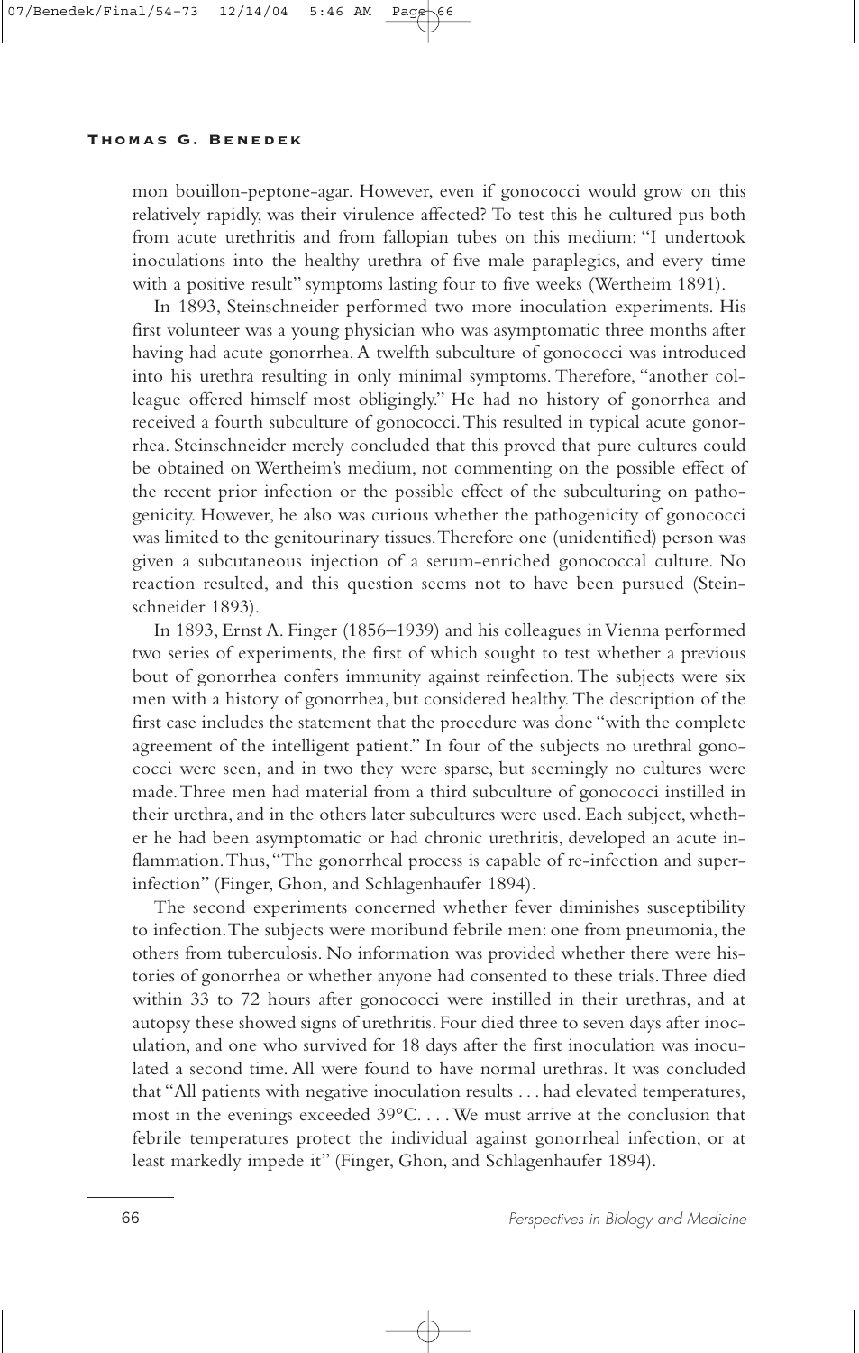mon bouillon-peptone-agar. However, even if gonococci would grow on this relatively rapidly, was their virulence affected? To test this he cultured pus both from acute urethritis and from fallopian tubes on this medium: "I undertook inoculations into the healthy urethra of five male paraplegics, and every time with a positive result" symptoms lasting four to five weeks (Wertheim 1891).

In 1893, Steinschneider performed two more inoculation experiments. His first volunteer was a young physician who was asymptomatic three months after having had acute gonorrhea. A twelfth subculture of gonococci was introduced into his urethra resulting in only minimal symptoms. Therefore, "another colleague offered himself most obligingly." He had no history of gonorrhea and received a fourth subculture of gonococci. This resulted in typical acute gonorrhea. Steinschneider merely concluded that this proved that pure cultures could be obtained on Wertheim's medium, not commenting on the possible effect of the recent prior infection or the possible effect of the subculturing on pathogenicity. However, he also was curious whether the pathogenicity of gonococci was limited to the genitourinary tissues. Therefore one (unidentified) person was given a subcutaneous injection of a serum-enriched gonococcal culture. No reaction resulted, and this question seems not to have been pursued (Steinschneider 1893).

In 1893, Ernst A. Finger (1856–1939) and his colleagues in Vienna performed two series of experiments, the first of which sought to test whether a previous bout of gonorrhea confers immunity against reinfection. The subjects were six men with a history of gonorrhea, but considered healthy. The description of the first case includes the statement that the procedure was done "with the complete agreement of the intelligent patient." In four of the subjects no urethral gonococci were seen, and in two they were sparse, but seemingly no cultures were made. Three men had material from a third subculture of gonococci instilled in their urethra, and in the others later subcultures were used. Each subject, whether he had been asymptomatic or had chronic urethritis, developed an acute inflammation. Thus, "The gonorrheal process is capable of re-infection and superinfection" (Finger, Ghon, and Schlagenhaufer 1894).

The second experiments concerned whether fever diminishes susceptibility to infection. The subjects were moribund febrile men: one from pneumonia, the others from tuberculosis. No information was provided whether there were histories of gonorrhea or whether anyone had consented to these trials. Three died within 33 to 72 hours after gonococci were instilled in their urethras, and at autopsy these showed signs of urethritis. Four died three to seven days after inoculation, and one who survived for 18 days after the first inoculation was inoculated a second time. All were found to have normal urethras. It was concluded that "All patients with negative inoculation results . . . had elevated temperatures, most in the evenings exceeded 39°C. . . . We must arrive at the conclusion that febrile temperatures protect the individual against gonorrheal infection, or at least markedly impede it" (Finger, Ghon, and Schlagenhaufer 1894).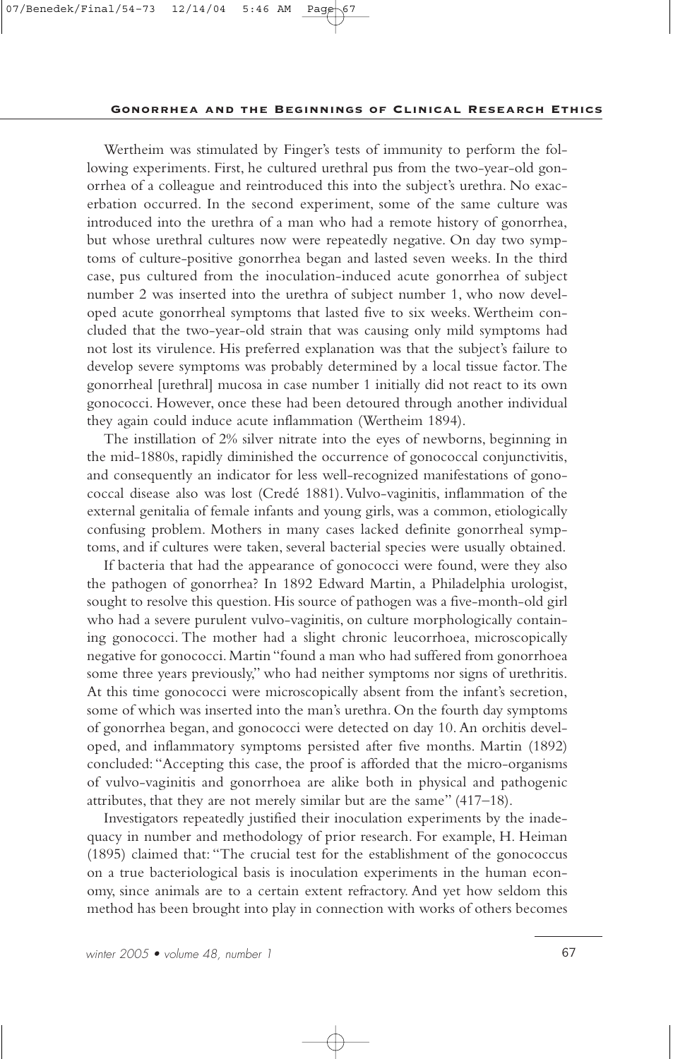Wertheim was stimulated by Finger's tests of immunity to perform the following experiments. First, he cultured urethral pus from the two-year-old gonorrhea of a colleague and reintroduced this into the subject's urethra. No exacerbation occurred. In the second experiment, some of the same culture was introduced into the urethra of a man who had a remote history of gonorrhea, but whose urethral cultures now were repeatedly negative. On day two symptoms of culture-positive gonorrhea began and lasted seven weeks. In the third case, pus cultured from the inoculation-induced acute gonorrhea of subject number 2 was inserted into the urethra of subject number 1, who now developed acute gonorrheal symptoms that lasted five to six weeks. Wertheim concluded that the two-year-old strain that was causing only mild symptoms had not lost its virulence. His preferred explanation was that the subject's failure to develop severe symptoms was probably determined by a local tissue factor. The gonorrheal [urethral] mucosa in case number 1 initially did not react to its own gonococci. However, once these had been detoured through another individual they again could induce acute inflammation (Wertheim 1894).

The instillation of 2% silver nitrate into the eyes of newborns, beginning in the mid-1880s, rapidly diminished the occurrence of gonococcal conjunctivitis, and consequently an indicator for less well-recognized manifestations of gonococcal disease also was lost (Credé 1881). Vulvo-vaginitis, inflammation of the external genitalia of female infants and young girls, was a common, etiologically confusing problem. Mothers in many cases lacked definite gonorrheal symptoms, and if cultures were taken, several bacterial species were usually obtained.

If bacteria that had the appearance of gonococci were found, were they also the pathogen of gonorrhea? In 1892 Edward Martin, a Philadelphia urologist, sought to resolve this question. His source of pathogen was a five-month-old girl who had a severe purulent vulvo-vaginitis, on culture morphologically containing gonococci. The mother had a slight chronic leucorrhoea, microscopically negative for gonococci. Martin "found a man who had suffered from gonorrhoea some three years previously," who had neither symptoms nor signs of urethritis. At this time gonococci were microscopically absent from the infant's secretion, some of which was inserted into the man's urethra. On the fourth day symptoms of gonorrhea began, and gonococci were detected on day 10. An orchitis developed, and inflammatory symptoms persisted after five months. Martin (1892) concluded: "Accepting this case, the proof is afforded that the micro-organisms of vulvo-vaginitis and gonorrhoea are alike both in physical and pathogenic attributes, that they are not merely similar but are the same" (417–18).

Investigators repeatedly justified their inoculation experiments by the inadequacy in number and methodology of prior research. For example, H. Heiman (1895) claimed that: "The crucial test for the establishment of the gonococcus on a true bacteriological basis is inoculation experiments in the human economy, since animals are to a certain extent refractory. And yet how seldom this method has been brought into play in connection with works of others becomes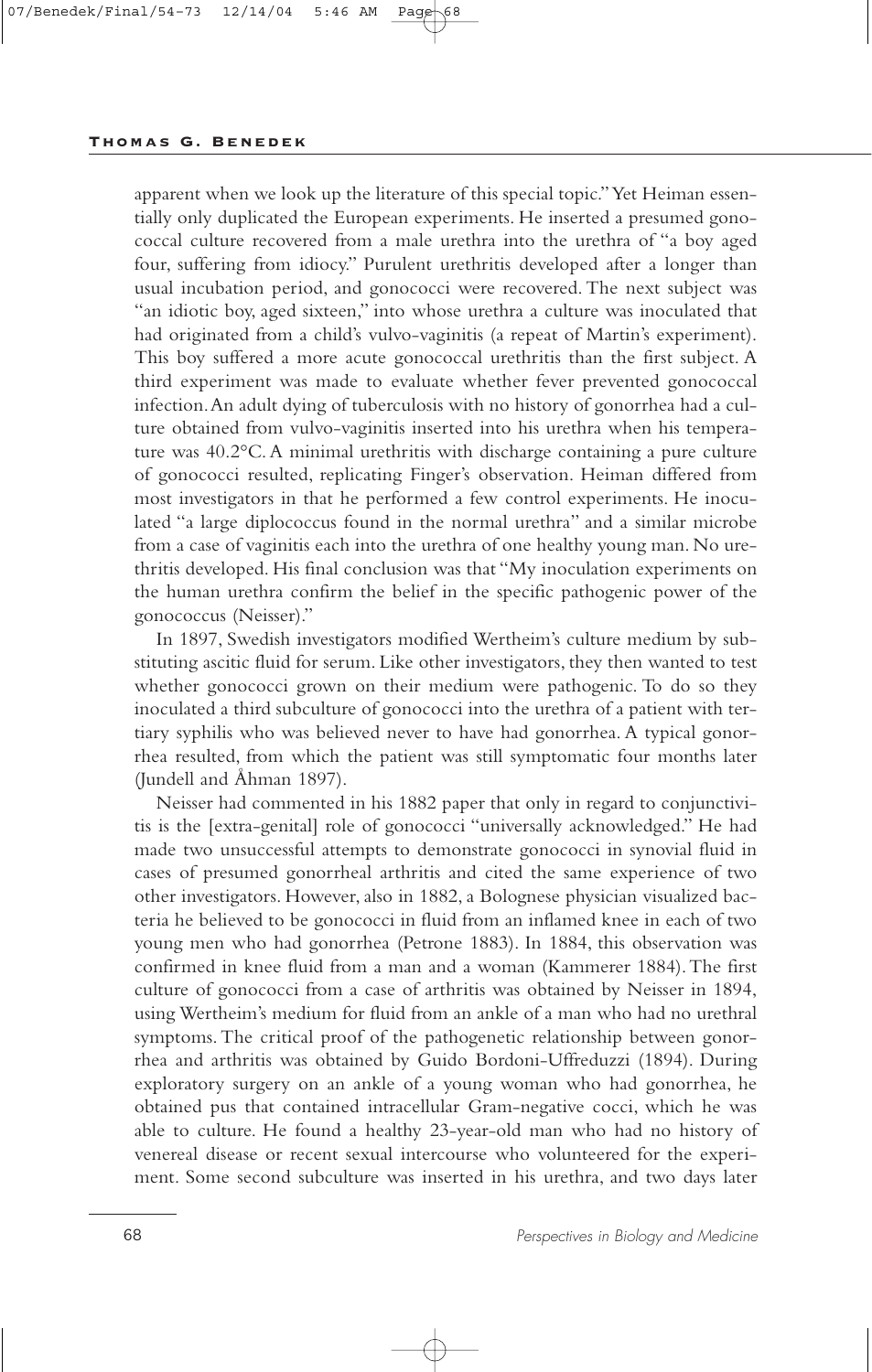apparent when we look up the literature of this special topic." Yet Heiman essentially only duplicated the European experiments. He inserted a presumed gonococcal culture recovered from a male urethra into the urethra of "a boy aged four, suffering from idiocy." Purulent urethritis developed after a longer than usual incubation period, and gonococci were recovered. The next subject was "an idiotic boy, aged sixteen," into whose urethra a culture was inoculated that had originated from a child's vulvo-vaginitis (a repeat of Martin's experiment). This boy suffered a more acute gonococcal urethritis than the first subject. A third experiment was made to evaluate whether fever prevented gonococcal infection. An adult dying of tuberculosis with no history of gonorrhea had a culture obtained from vulvo-vaginitis inserted into his urethra when his temperature was 40.2°C. A minimal urethritis with discharge containing a pure culture of gonococci resulted, replicating Finger's observation. Heiman differed from most investigators in that he performed a few control experiments. He inoculated "a large diplococcus found in the normal urethra" and a similar microbe from a case of vaginitis each into the urethra of one healthy young man. No urethritis developed. His final conclusion was that "My inoculation experiments on the human urethra confirm the belief in the specific pathogenic power of the gonococcus (Neisser)."

In 1897, Swedish investigators modified Wertheim's culture medium by substituting ascitic fluid for serum. Like other investigators, they then wanted to test whether gonococci grown on their medium were pathogenic. To do so they inoculated a third subculture of gonococci into the urethra of a patient with tertiary syphilis who was believed never to have had gonorrhea. A typical gonorrhea resulted, from which the patient was still symptomatic four months later (Jundell and Åhman 1897).

Neisser had commented in his 1882 paper that only in regard to conjunctivitis is the [extra-genital] role of gonococci "universally acknowledged." He had made two unsuccessful attempts to demonstrate gonococci in synovial fluid in cases of presumed gonorrheal arthritis and cited the same experience of two other investigators. However, also in 1882, a Bolognese physician visualized bacteria he believed to be gonococci in fluid from an inflamed knee in each of two young men who had gonorrhea (Petrone 1883). In 1884, this observation was confirmed in knee fluid from a man and a woman (Kammerer 1884). The first culture of gonococci from a case of arthritis was obtained by Neisser in 1894, using Wertheim's medium for fluid from an ankle of a man who had no urethral symptoms. The critical proof of the pathogenetic relationship between gonorrhea and arthritis was obtained by Guido Bordoni-Uffreduzzi (1894). During exploratory surgery on an ankle of a young woman who had gonorrhea, he obtained pus that contained intracellular Gram-negative cocci, which he was able to culture. He found a healthy 23-year-old man who had no history of venereal disease or recent sexual intercourse who volunteered for the experiment. Some second subculture was inserted in his urethra, and two days later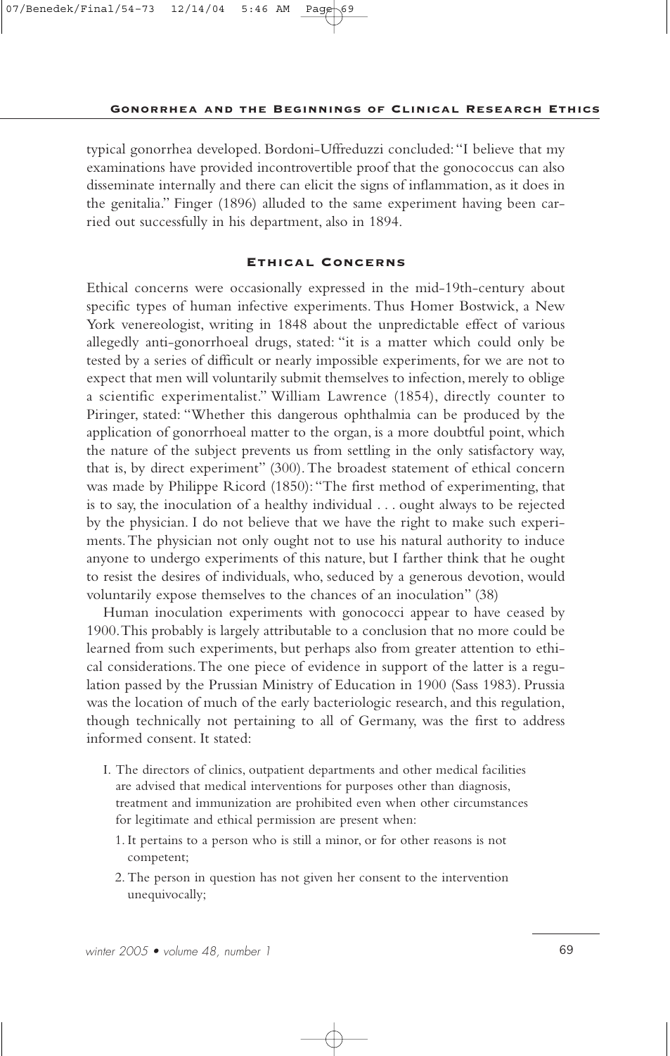typical gonorrhea developed. Bordoni-Uffreduzzi concluded: "I believe that my examinations have provided incontrovertible proof that the gonococcus can also disseminate internally and there can elicit the signs of inflammation, as it does in the genitalia." Finger (1896) alluded to the same experiment having been carried out successfully in his department, also in 1894.

## Ethical Concerns

Ethical concerns were occasionally expressed in the mid-19th-century about specific types of human infective experiments. Thus Homer Bostwick, a New York venereologist, writing in 1848 about the unpredictable effect of various allegedly anti-gonorrhoeal drugs, stated: "it is a matter which could only be tested by a series of difficult or nearly impossible experiments, for we are not to expect that men will voluntarily submit themselves to infection, merely to oblige a scientific experimentalist." William Lawrence (1854), directly counter to Piringer, stated: "Whether this dangerous ophthalmia can be produced by the application of gonorrhoeal matter to the organ, is a more doubtful point, which the nature of the subject prevents us from settling in the only satisfactory way, that is, by direct experiment" (300). The broadest statement of ethical concern was made by Philippe Ricord (1850): "The first method of experimenting, that is to say, the inoculation of a healthy individual . . . ought always to be rejected by the physician. I do not believe that we have the right to make such experiments. The physician not only ought not to use his natural authority to induce anyone to undergo experiments of this nature, but I farther think that he ought to resist the desires of individuals, who, seduced by a generous devotion, would voluntarily expose themselves to the chances of an inoculation" (38)

Human inoculation experiments with gonococci appear to have ceased by 1900. This probably is largely attributable to a conclusion that no more could be learned from such experiments, but perhaps also from greater attention to ethical considerations. The one piece of evidence in support of the latter is a regulation passed by the Prussian Ministry of Education in 1900 (Sass 1983). Prussia was the location of much of the early bacteriologic research, and this regulation, though technically not pertaining to all of Germany, was the first to address informed consent. It stated:

I. The directors of clinics, outpatient departments and other medical facilities are advised that medical interventions for purposes other than diagnosis, treatment and immunization are prohibited even when other circumstances for legitimate and ethical permission are present when:

1. It pertains to a person who is still a minor, or for other reasons is not competent;
2. The person in question has not given her consent to the intervention unequivocally;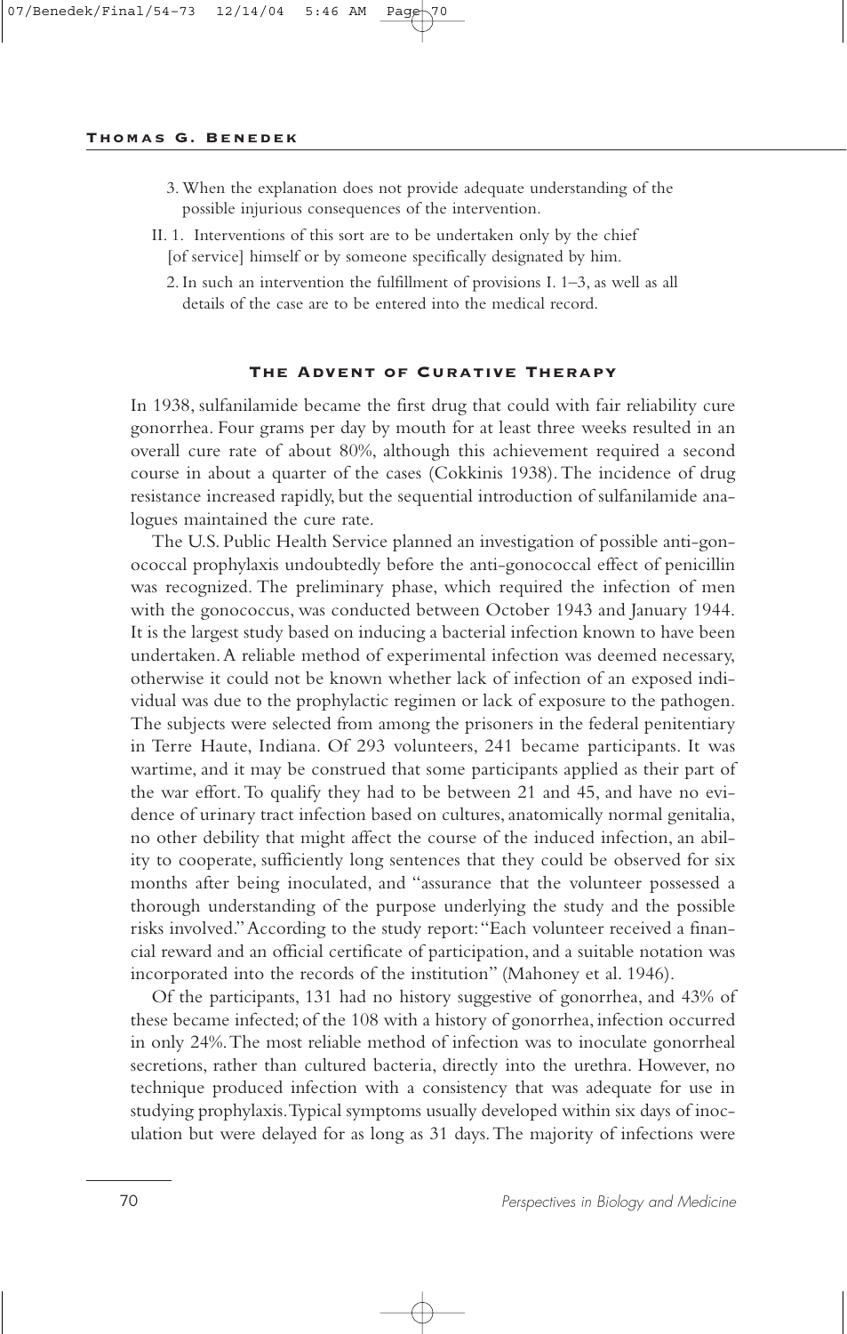3. When the explanation does not provide adequate understanding of the possible injurious consequences of the intervention.

II. 1. Interventions of this sort are to be undertaken only by the chief [of service] himself or by someone specifically designated by him.

2. In such an intervention the fulfillment of provisions I. 1–3, as well as all details of the case are to be entered into the medical record.

## The Advent of Curative Therapy

In 1938, sulfanilamide became the first drug that could with fair reliability cure gonorrhea. Four grams per day by mouth for at least three weeks resulted in an overall cure rate of about 80%, although this achievement required a second course in about a quarter of the cases (Cokkinis 1938). The incidence of drug resistance increased rapidly, but the sequential introduction of sulfanilamide analogues maintained the cure rate.

The U.S. Public Health Service planned an investigation of possible anti-gonococcal prophylaxis undoubtedly before the anti-gonococcal effect of penicillin was recognized. The preliminary phase, which required the infection of men with the gonococcus, was conducted between October 1943 and January 1944. It is the largest study based on inducing a bacterial infection known to have been undertaken. A reliable method of experimental infection was deemed necessary, otherwise it could not be known whether lack of infection of an exposed individual was due to the prophylactic regimen or lack of exposure to the pathogen. The subjects were selected from among the prisoners in the federal penitentiary in Terre Haute, Indiana. Of 293 volunteers, 241 became participants. It was wartime, and it may be construed that some participants applied as their part of the war effort. To qualify they had to be between 21 and 45, and have no evidence of urinary tract infection based on cultures, anatomically normal genitalia, no other debility that might affect the course of the induced infection, an ability to cooperate, sufficiently long sentences that they could be observed for six months after being inoculated, and "assurance that the volunteer possessed a thorough understanding of the purpose underlying the study and the possible risks involved." According to the study report: "Each volunteer received a financial reward and an official certificate of participation, and a suitable notation was incorporated into the records of the institution" (Mahoney et al. 1946).

Of the participants, 131 had no history suggestive of gonorrhea, and 43% of these became infected; of the 108 with a history of gonorrhea, infection occurred in only 24%. The most reliable method of infection was to inoculate gonorrheal secretions, rather than cultured bacteria, directly into the urethra. However, no technique produced infection with a consistency that was adequate for use in studying prophylaxis. Typical symptoms usually developed within six days of inoculation but were delayed for as long as 31 days. The majority of infections were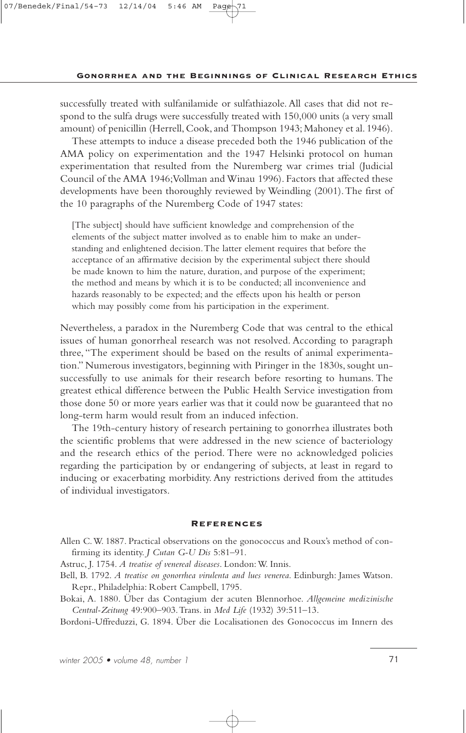successfully treated with sulfanilamide or sulfathiazole. All cases that did not respond to the sulfa drugs were successfully treated with 150,000 units (a very small amount) of penicillin (Herrell, Cook, and Thompson 1943; Mahoney et al. 1946).

These attempts to induce a disease preceded both the 1946 publication of the AMA policy on experimentation and the 1947 Helsinki protocol on human experimentation that resulted from the Nuremberg war crimes trial (Judicial Council of the AMA 1946; Vollman and Winau 1996). Factors that affected these developments have been thoroughly reviewed by Weindling (2001). The first of the 10 paragraphs of the Nuremberg Code of 1947 states:

> [The subject] should have sufficient knowledge and comprehension of the elements of the subject matter involved as to enable him to make an understanding and enlightened decision. The latter element requires that before the acceptance of an affirmative decision by the experimental subject there should be made known to him the nature, duration, and purpose of the experiment; the method and means by which it is to be conducted; all inconvenience and hazards reasonably to be expected; and the effects upon his health or person which may possibly come from his participation in the experiment.

Nevertheless, a paradox in the Nuremberg Code that was central to the ethical issues of human gonorrheal research was not resolved. According to paragraph three, "The experiment should be based on the results of animal experimentation." Numerous investigators, beginning with Piringer in the 1830s, sought unsuccessfully to use animals for their research before resorting to humans. The greatest ethical difference between the Public Health Service investigation from those done 50 or more years earlier was that it could now be guaranteed that no long-term harm would result from an induced infection.

The 19th-century history of research pertaining to gonorrhea illustrates both the scientific problems that were addressed in the new science of bacteriology and the research ethics of the period. There were no acknowledged policies regarding the participation by or endangering of subjects, at least in regard to inducing or exacerbating morbidity. Any restrictions derived from the attitudes of individual investigators.

## References

Allen C. W. 1887. Practical observations on the gonococcus and Roux's method of confirming its identity. *J Cutan G-U Dis* 5:81–91.

Astruc, J. 1754. *A treatise of venereal diseases*. London: W. Innis.

Bell, B. 1792. *A treatise on gonorrhea virulenta and lues venerea*. Edinburgh: James Watson. Repr., Philadelphia: Robert Campbell, 1795.

Bokai, A. 1880. Über das Contagium der acuten Blennorhoe. *Allgemeine medizinische Central-Zeitung* 49:900–903. Trans. in *Med Life* (1932) 39:511–13.

Bordoni-Uffreduzzi, G. 1894. Über die Localisationen des Gonococcus im Innern des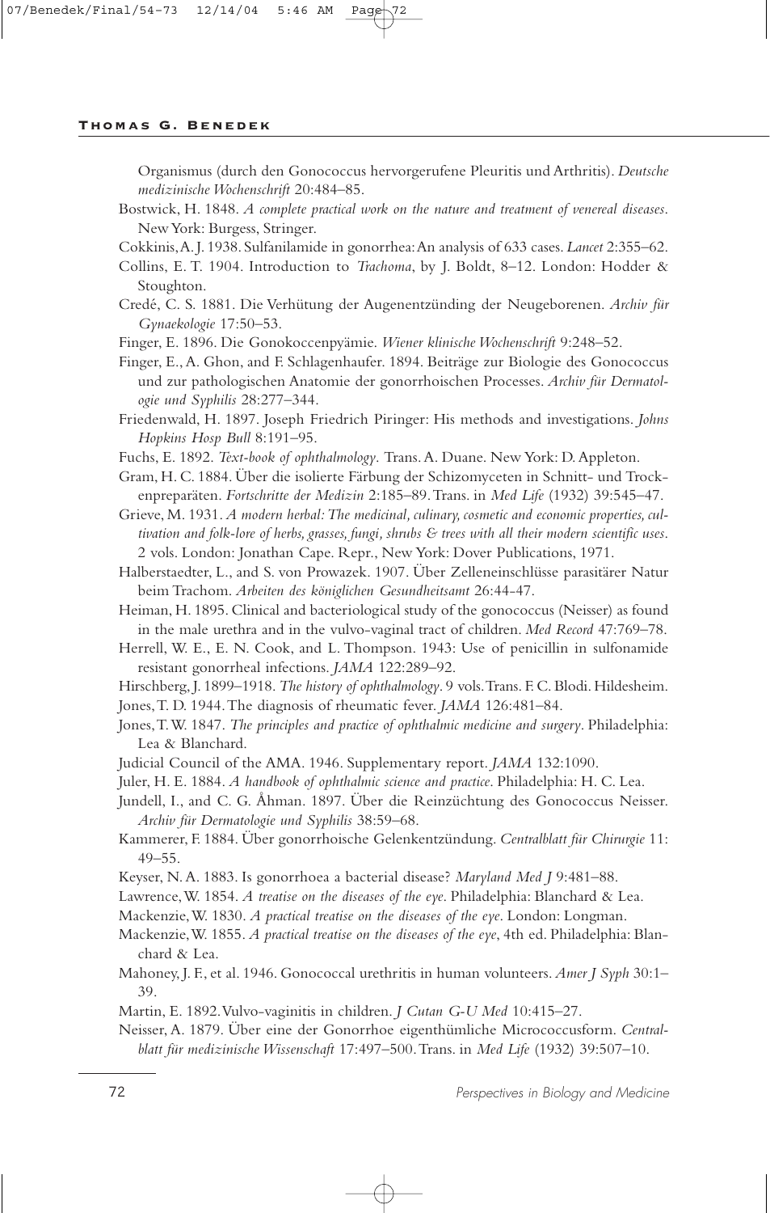Organismus (durch den Gonococcus hervorgerufene Pleuritis und Arthritis). *Deutsche medizinische Wochenschrift* 20:484–85.

Bostwick, H. 1848. *A complete practical work on the nature and treatment of venereal diseases*. New York: Burgess, Stringer.

Cokkinis, A. J. 1938. Sulfanilamide in gonorrhea: An analysis of 633 cases. *Lancet* 2:355–62.

Collins, E. T. 1904. Introduction to *Trachoma*, by J. Boldt, 8–12. London: Hodder & Stoughton.

Credé, C. S. 1881. Die Verhütung der Augenentzünding der Neugeborenen. *Archiv für Gynaekologie* 17:50–53.

Finger, E. 1896. Die Gonokoccenpyämie. *Wiener klinische Wochenschrift* 9:248–52.

Finger, E., A. Ghon, and F. Schlagenhaufer. 1894. Beiträge zur Biologie des Gonococcus und zur pathologischen Anatomie der gonorrhoischen Processes. *Archiv für Dermatologie und Syphilis* 28:277–344.

Friedenwald, H. 1897. Joseph Friedrich Piringer: His methods and investigations. *Johns Hopkins Hosp Bull* 8:191–95.

Fuchs, E. 1892. *Text-book of ophthalmology*. Trans. A. Duane. New York: D. Appleton.

Gram, H. C. 1884. Über die isolierte Färbung der Schizomyceten in Schnitt- und Trockenpreparäten. *Fortschritte der Medizin* 2:185–89. Trans. in *Med Life* (1932) 39:545–47.

Grieve, M. 1931. *A modern herbal: The medicinal, culinary, cosmetic and economic properties, cultivation and folk-lore of herbs, grasses, fungi, shrubs & trees with all their modern scientific uses*. 2 vols. London: Jonathan Cape. Repr., New York: Dover Publications, 1971.

Halberstaedter, L., and S. von Prowazek. 1907. Über Zelleneinschlüsse parasitärer Natur beim Trachom. *Arbeiten des königlichen Gesundheitsamt* 26:44-47.

Heiman, H. 1895. Clinical and bacteriological study of the gonococcus (Neisser) as found in the male urethra and in the vulvo-vaginal tract of children. *Med Record* 47:769–78.

Herrell, W. E., E. N. Cook, and L. Thompson. 1943: Use of penicillin in sulfonamide resistant gonorrheal infections. *JAMA* 122:289–92.

Hirschberg, J. 1899–1918. *The history of ophthalmology*. 9 vols. Trans. F. C. Blodi. Hildesheim.

Jones, T. D. 1944. The diagnosis of rheumatic fever. *JAMA* 126:481–84.

Jones, T. W. 1847. *The principles and practice of ophthalmic medicine and surgery*. Philadelphia: Lea & Blanchard.

Judicial Council of the AMA. 1946. Supplementary report. *JAMA* 132:1090.

Juler, H. E. 1884. *A handbook of ophthalmic science and practice*. Philadelphia: H. C. Lea.

Jundell, I., and C. G. Åhman. 1897. Über die Reinzüchtung des Gonococcus Neisser. *Archiv für Dermatologie und Syphilis* 38:59–68.

Kammerer, F. 1884. Über gonorrhoische Gelenkentzündung. *Centralblatt für Chirurgie* 11: 49–55.

Keyser, N. A. 1883. Is gonorrhoea a bacterial disease? *Maryland Med J* 9:481–88.

Lawrence, W. 1854. *A treatise on the diseases of the eye*. Philadelphia: Blanchard & Lea.

Mackenzie, W. 1830. *A practical treatise on the diseases of the eye*. London: Longman.

Mackenzie, W. 1855. *A practical treatise on the diseases of the eye*, 4th ed. Philadelphia: Blanchard & Lea.

Mahoney, J. F., et al. 1946. Gonococcal urethritis in human volunteers. *Amer J Syph* 30:1–39.

Martin, E. 1892. Vulvo-vaginitis in children. *J Cutan G-U Med* 10:415–27.

Neisser, A. 1879. Über eine der Gonorrhoe eigenthümliche Micrococcusform. *Centralblatt für medizinische Wissenschaft* 17:497–500. Trans. in *Med Life* (1932) 39:507–10.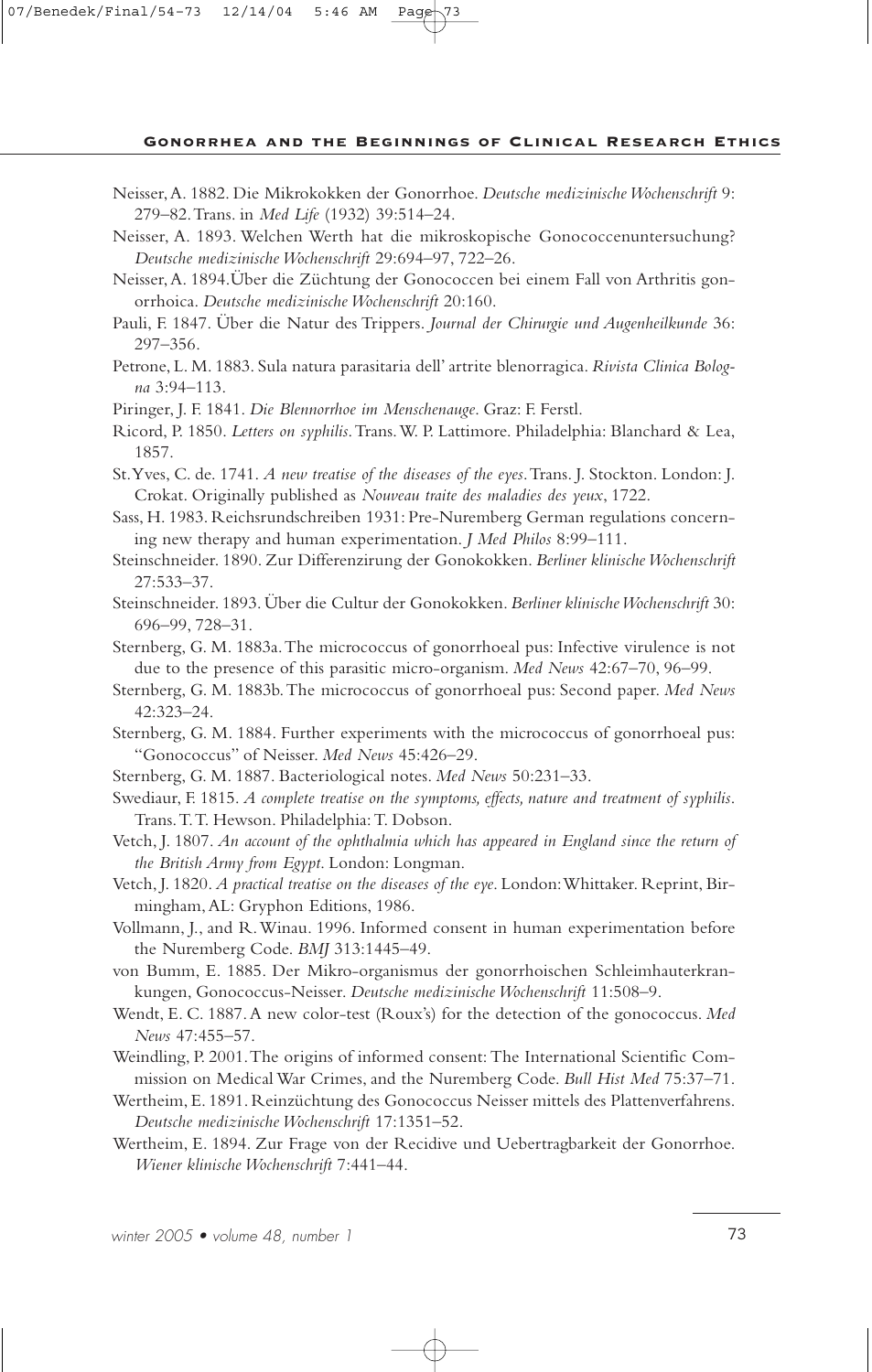Neisser, A. 1882. Die Mikrokokken der Gonorrhoe. *Deutsche medizinische Wochenschrift* 9: 279–82. Trans. in *Med Life* (1932) 39:514–24.

Neisser, A. 1893. Welchen Werth hat die mikroskopische Gonococcenuntersuchung? *Deutsche medizinische Wochenschrift* 29:694–97, 722–26.

Neisser, A. 1894. Über die Züchtung der Gonococcen bei einem Fall von Arthritis gonorrhoica. *Deutsche medizinische Wochenschrift* 20:160.

Pauli, F. 1847. Über die Natur des Trippers. *Journal der Chirurgie und Augenheilkunde* 36: 297–356.

Petrone, L. M. 1883. Sula natura parasitaria dell' artrite blenorragica. *Rivista Clinica Bologna* 3:94–113.

Piringer, J. F. 1841. *Die Blennorrhoe im Menschenauge*. Graz: F. Ferstl.

Ricord, P. 1850. *Letters on syphilis*. Trans. W. P. Lattimore. Philadelphia: Blanchard & Lea, 1857.

St. Yves, C. de. 1741. *A new treatise of the diseases of the eyes*. Trans. J. Stockton. London: J. Crokat. Originally published as *Nouveau traite des maladies des yeux*, 1722.

Sass, H. 1983. Reichsrundschreiben 1931: Pre-Nuremberg German regulations concerning new therapy and human experimentation. *J Med Philos* 8:99–111.

Steinschneider. 1890. Zur Differenzirung der Gonokokken. *Berliner klinische Wochenschrift* 27:533–37.

Steinschneider. 1893. Über die Cultur der Gonokokken. *Berliner klinische Wochenschrift* 30: 696–99, 728–31.

Sternberg, G. M. 1883a. The micrococcus of gonorrhoeal pus: Infective virulence is not due to the presence of this parasitic micro-organism. *Med News* 42:67–70, 96–99.

Sternberg, G. M. 1883b. The micrococcus of gonorrhoeal pus: Second paper. *Med News* 42:323–24.

Sternberg, G. M. 1884. Further experiments with the micrococcus of gonorrhoeal pus: "Gonococcus" of Neisser. *Med News* 45:426–29.

Sternberg, G. M. 1887. Bacteriological notes. *Med News* 50:231–33.

Swediaur, F. 1815. *A complete treatise on the symptoms, effects, nature and treatment of syphilis*. Trans. T. T. Hewson. Philadelphia: T. Dobson.

Vetch, J. 1807. *An account of the ophthalmia which has appeared in England since the return of the British Army from Egypt*. London: Longman.

Vetch, J. 1820. *A practical treatise on the diseases of the eye*. London: Whittaker. Reprint, Birmingham, AL: Gryphon Editions, 1986.

Vollmann, J., and R. Winau. 1996. Informed consent in human experimentation before the Nuremberg Code. *BMJ* 313:1445–49.

von Bumm, E. 1885. Der Mikro-organismus der gonorrhoischen Schleimhauterkrankungen, Gonococcus-Neisser. *Deutsche medizinische Wochenschrift* 11:508–9.

Wendt, E. C. 1887. A new color-test (Roux's) for the detection of the gonococcus. *Med News* 47:455–57.

Weindling, P. 2001. The origins of informed consent: The International Scientific Commission on Medical War Crimes, and the Nuremberg Code. *Bull Hist Med* 75:37–71.

Wertheim, E. 1891. Reinzüchtung des Gonococcus Neisser mittels des Plattenverfahrens. *Deutsche medizinische Wochenschrift* 17:1351–52.

Wertheim, E. 1894. Zur Frage von der Recidive und Uebertragbarkeit der Gonorrhoe. *Wiener klinische Wochenschrift* 7:441–44.